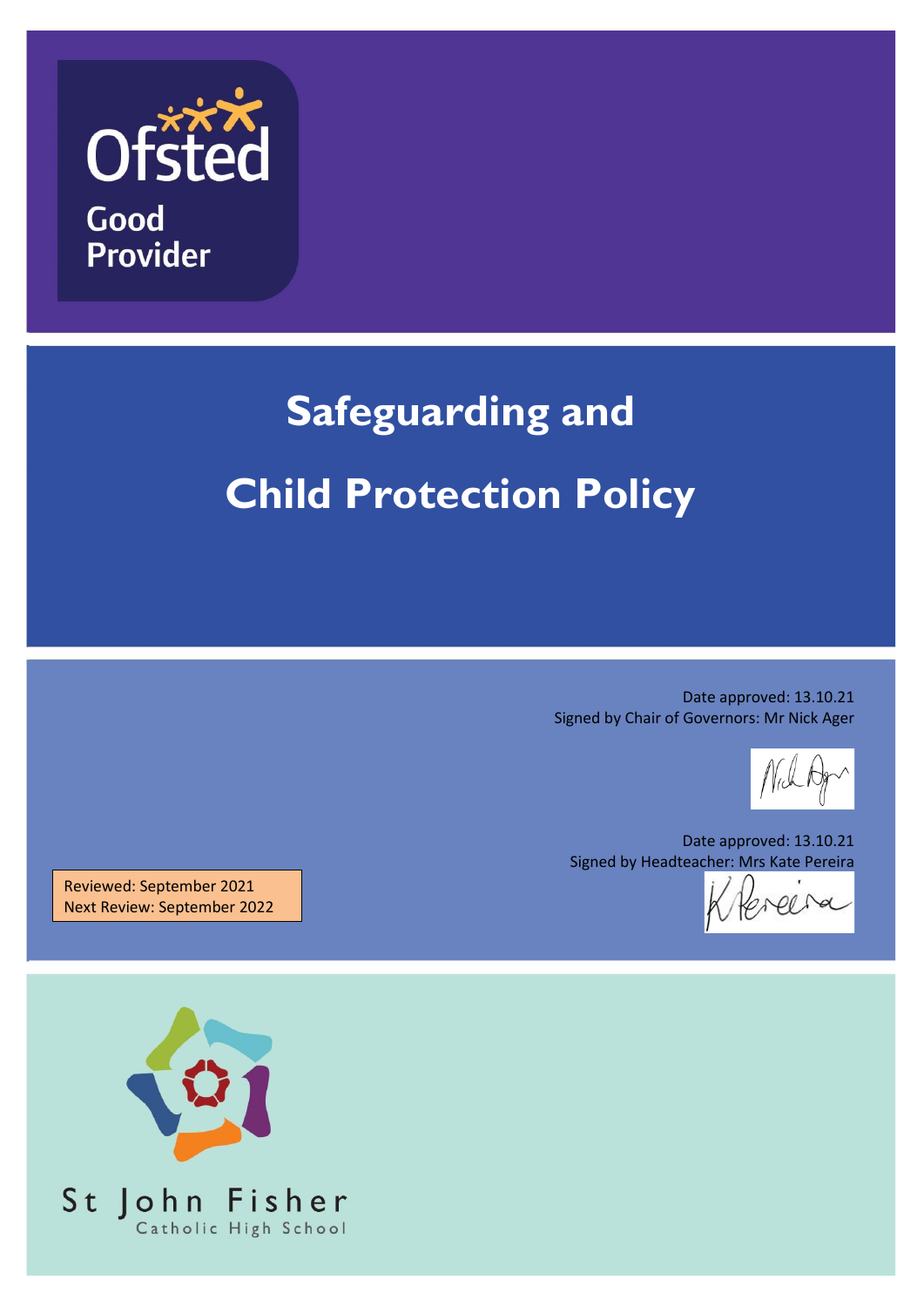Ofsted

Good Provider

# Safeguarding and Child Protection Policy

Date approved: 13.10.21
Signed by Chair of Governors: Mr Nick Ager

Date approved: 13.10.21
Signed by Headteacher: Mrs Kate Pereira

Reviewed: September 2021
Next Review: September 2022

St John Fisher
Catholic High School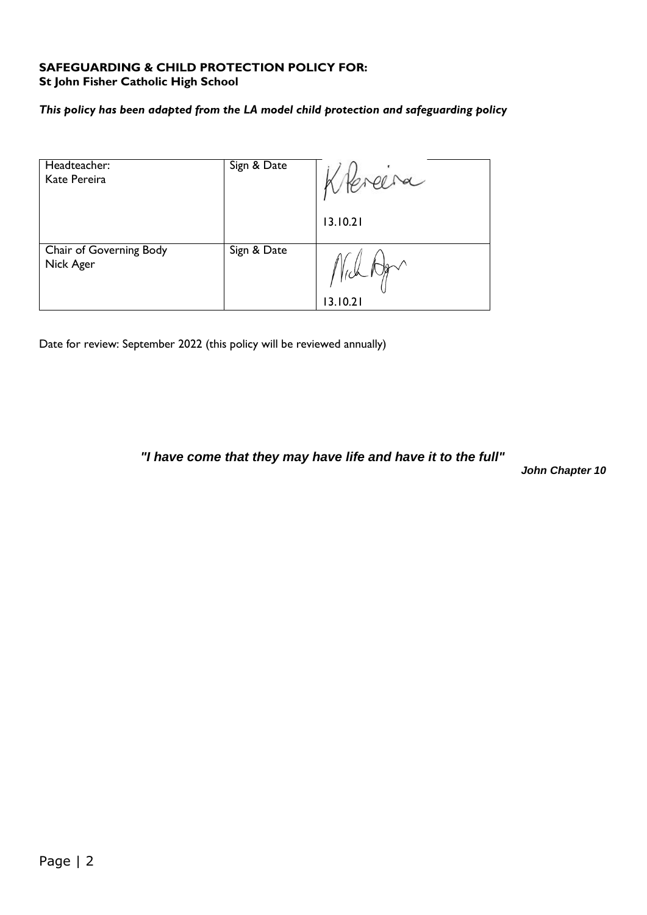**SAFEGUARDING & CHILD PROTECTION POLICY FOR:**
**St John Fisher Catholic High School**

***This policy has been adapted from the LA model child protection and safeguarding policy***

| | | |
|---|---|---|
| Headteacher: Kate Pereira | Sign & Date | K Pereira 13.10.21 |
| Chair of Governing Body Nick Ager | Sign & Date | Nick Ager 13.10.21 |

Date for review: September 2022 (this policy will be reviewed annually)

***"I have come that they may have life and have it to the full"***

***John Chapter 10***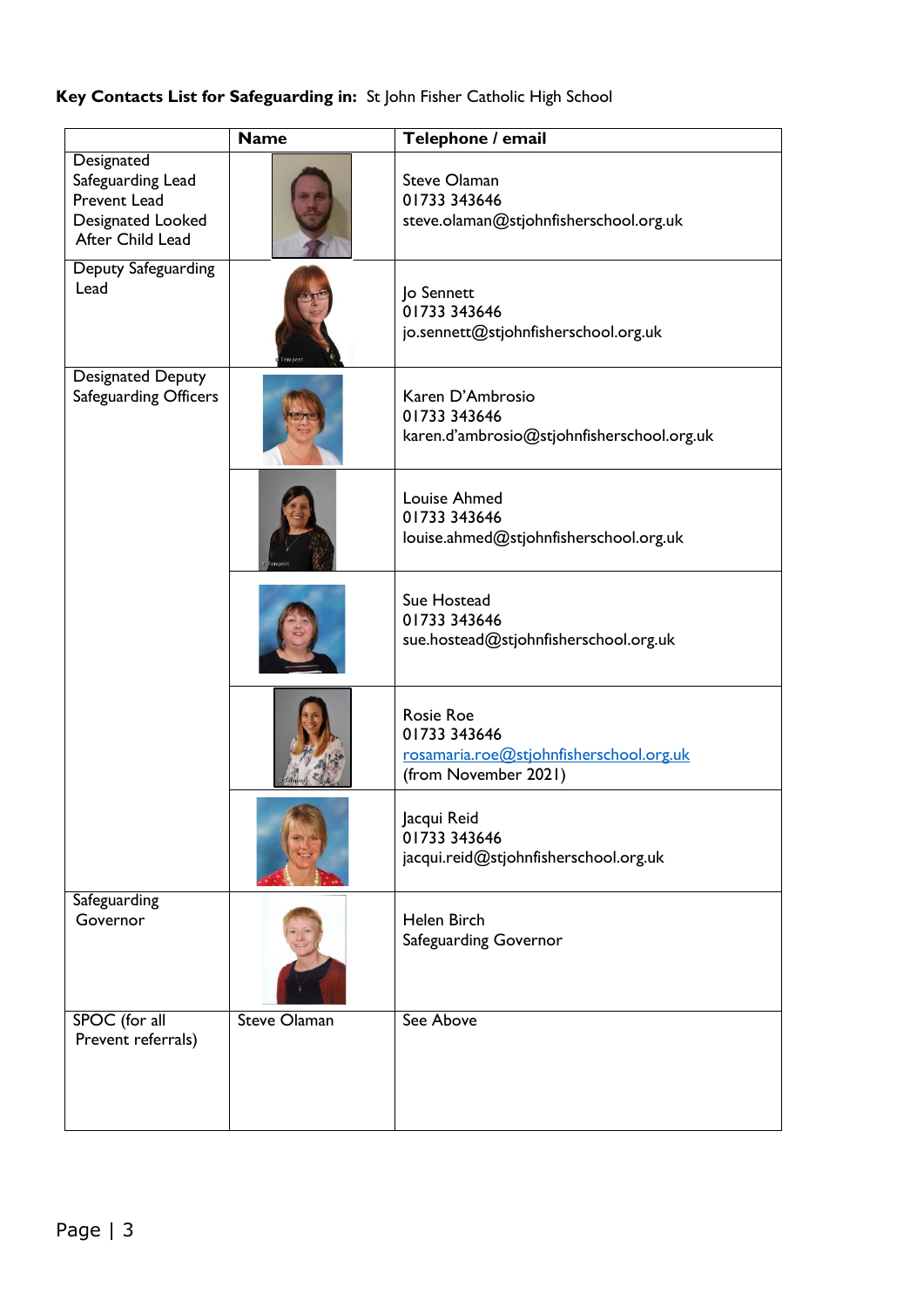**Key Contacts List for Safeguarding in:** St John Fisher Catholic High School

| | Name | Telephone / email |
|---|---|---|
| Designated Safeguarding Lead<br>Prevent Lead<br>Designated Looked After Child Lead | | Steve Olaman<br>01733 343646<br>steve.olaman@stjohnfisherschool.org.uk |
| Deputy Safeguarding Lead | | Jo Sennett<br>01733 343646<br>jo.sennett@stjohnfisherschool.org.uk |
| Designated Deputy Safeguarding Officers | | Karen D'Ambrosio<br>01733 343646<br>karen.d'ambrosio@stjohnfisherschool.org.uk |
| | | Louise Ahmed<br>01733 343646<br>louise.ahmed@stjohnfisherschool.org.uk |
| | | Sue Hostead<br>01733 343646<br>sue.hostead@stjohnfisherschool.org.uk |
| | | Rosie Roe<br>01733 343646<br>rosamaria.roe@stjohnfisherschool.org.uk<br>(from November 2021) |
| | | Jacqui Reid<br>01733 343646<br>jacqui.reid@stjohnfisherschool.org.uk |
| Safeguarding Governor | | Helen Birch<br>Safeguarding Governor |
| SPOC (for all Prevent referrals) | Steve Olaman | See Above |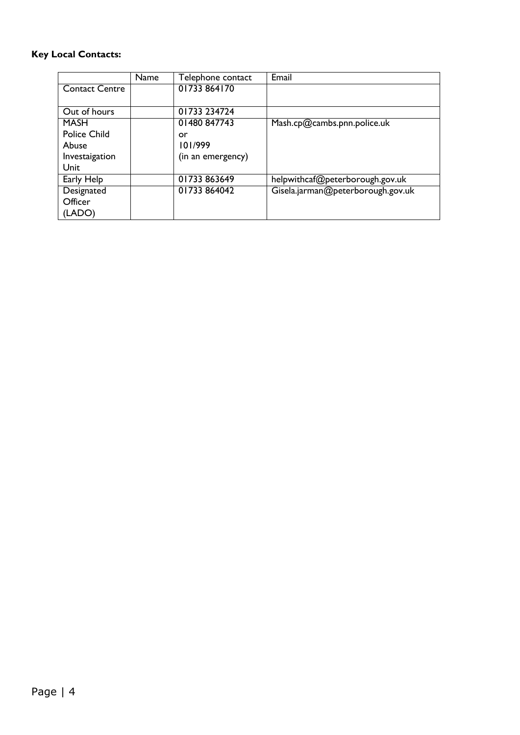**Key Local Contacts:**

| | Name | Telephone contact | Email |
|---|---|---|---|
| Contact Centre | | 01733 864170 | |
| Out of hours | | 01733 234724 | |
| MASH Police Child Abuse Investaigation Unit | | 01480 847743 or 101/999 (in an emergency) | Mash.cp@cambs.pnn.police.uk |
| Early Help | | 01733 863649 | helpwithcaf@peterborough.gov.uk |
| Designated Officer (LADO) | | 01733 864042 | Gisela.jarman@peterborough.gov.uk |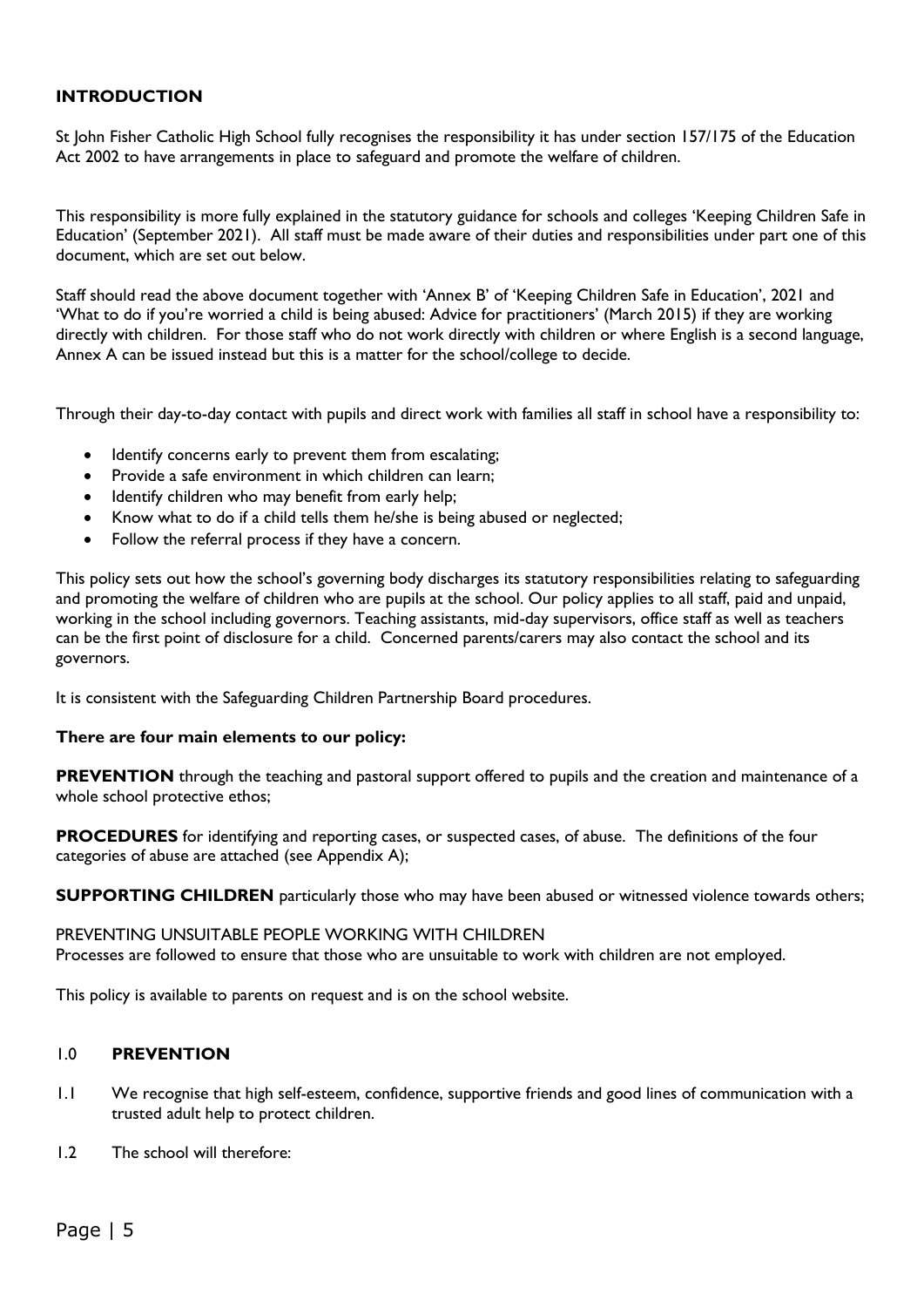## INTRODUCTION

St John Fisher Catholic High School fully recognises the responsibility it has under section 157/175 of the Education Act 2002 to have arrangements in place to safeguard and promote the welfare of children.

This responsibility is more fully explained in the statutory guidance for schools and colleges 'Keeping Children Safe in Education' (September 2021). All staff must be made aware of their duties and responsibilities under part one of this document, which are set out below.

Staff should read the above document together with 'Annex B' of 'Keeping Children Safe in Education', 2021 and 'What to do if you're worried a child is being abused: Advice for practitioners' (March 2015) if they are working directly with children. For those staff who do not work directly with children or where English is a second language, Annex A can be issued instead but this is a matter for the school/college to decide.

Through their day-to-day contact with pupils and direct work with families all staff in school have a responsibility to:

- Identify concerns early to prevent them from escalating;
- Provide a safe environment in which children can learn;
- Identify children who may benefit from early help;
- Know what to do if a child tells them he/she is being abused or neglected;
- Follow the referral process if they have a concern.

This policy sets out how the school's governing body discharges its statutory responsibilities relating to safeguarding and promoting the welfare of children who are pupils at the school. Our policy applies to all staff, paid and unpaid, working in the school including governors. Teaching assistants, mid-day supervisors, office staff as well as teachers can be the first point of disclosure for a child. Concerned parents/carers may also contact the school and its governors.

It is consistent with the Safeguarding Children Partnership Board procedures.

**There are four main elements to our policy:**

**PREVENTION** through the teaching and pastoral support offered to pupils and the creation and maintenance of a whole school protective ethos;

**PROCEDURES** for identifying and reporting cases, or suspected cases, of abuse. The definitions of the four categories of abuse are attached (see Appendix A);

**SUPPORTING CHILDREN** particularly those who may have been abused or witnessed violence towards others;

PREVENTING UNSUITABLE PEOPLE WORKING WITH CHILDREN
Processes are followed to ensure that those who are unsuitable to work with children are not employed.

This policy is available to parents on request and is on the school website.

## 1.0 PREVENTION

1.1 We recognise that high self-esteem, confidence, supportive friends and good lines of communication with a trusted adult help to protect children.

1.2 The school will therefore: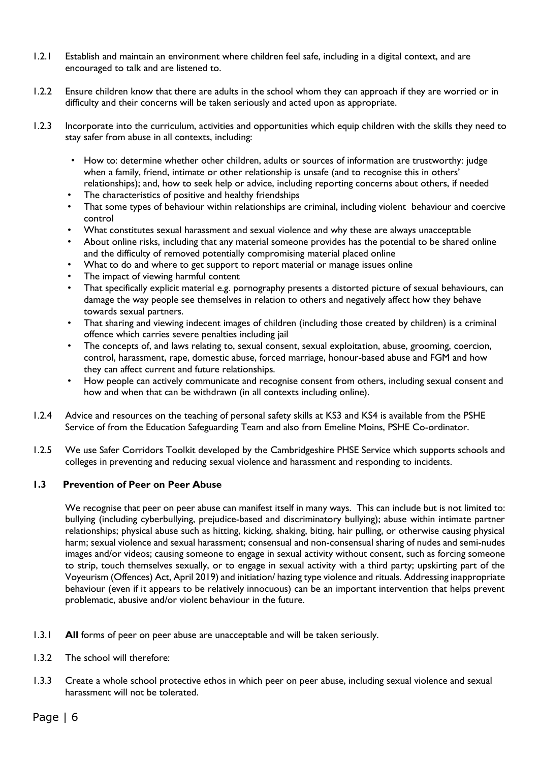1.2.1 Establish and maintain an environment where children feel safe, including in a digital context, and are encouraged to talk and are listened to.

1.2.2 Ensure children know that there are adults in the school whom they can approach if they are worried or in difficulty and their concerns will be taken seriously and acted upon as appropriate.

1.2.3 Incorporate into the curriculum, activities and opportunities which equip children with the skills they need to stay safer from abuse in all contexts, including:

- How to: determine whether other children, adults or sources of information are trustworthy: judge when a family, friend, intimate or other relationship is unsafe (and to recognise this in others' relationships); and, how to seek help or advice, including reporting concerns about others, if needed
- The characteristics of positive and healthy friendships
- That some types of behaviour within relationships are criminal, including violent behaviour and coercive control
- What constitutes sexual harassment and sexual violence and why these are always unacceptable
- About online risks, including that any material someone provides has the potential to be shared online and the difficulty of removed potentially compromising material placed online
- What to do and where to get support to report material or manage issues online
- The impact of viewing harmful content
- That specifically explicit material e.g. pornography presents a distorted picture of sexual behaviours, can damage the way people see themselves in relation to others and negatively affect how they behave towards sexual partners.
- That sharing and viewing indecent images of children (including those created by children) is a criminal offence which carries severe penalties including jail
- The concepts of, and laws relating to, sexual consent, sexual exploitation, abuse, grooming, coercion, control, harassment, rape, domestic abuse, forced marriage, honour-based abuse and FGM and how they can affect current and future relationships.
- How people can actively communicate and recognise consent from others, including sexual consent and how and when that can be withdrawn (in all contexts including online).

1.2.4 Advice and resources on the teaching of personal safety skills at KS3 and KS4 is available from the PSHE Service of from the Education Safeguarding Team and also from Emeline Moins, PSHE Co-ordinator.

1.2.5 We use Safer Corridors Toolkit developed by the Cambridgeshire PHSE Service which supports schools and colleges in preventing and reducing sexual violence and harassment and responding to incidents.

### 1.3 Prevention of Peer on Peer Abuse

We recognise that peer on peer abuse can manifest itself in many ways. This can include but is not limited to: bullying (including cyberbullying, prejudice-based and discriminatory bullying); abuse within intimate partner relationships; physical abuse such as hitting, kicking, shaking, biting, hair pulling, or otherwise causing physical harm; sexual violence and sexual harassment; consensual and non-consensual sharing of nudes and semi-nudes images and/or videos; causing someone to engage in sexual activity without consent, such as forcing someone to strip, touch themselves sexually, or to engage in sexual activity with a third party; upskirting part of the Voyeurism (Offences) Act, April 2019) and initiation/ hazing type violence and rituals. Addressing inappropriate behaviour (even if it appears to be relatively innocuous) can be an important intervention that helps prevent problematic, abusive and/or violent behaviour in the future.

1.3.1 **All** forms of peer on peer abuse are unacceptable and will be taken seriously.

1.3.2 The school will therefore:

1.3.3 Create a whole school protective ethos in which peer on peer abuse, including sexual violence and sexual harassment will not be tolerated.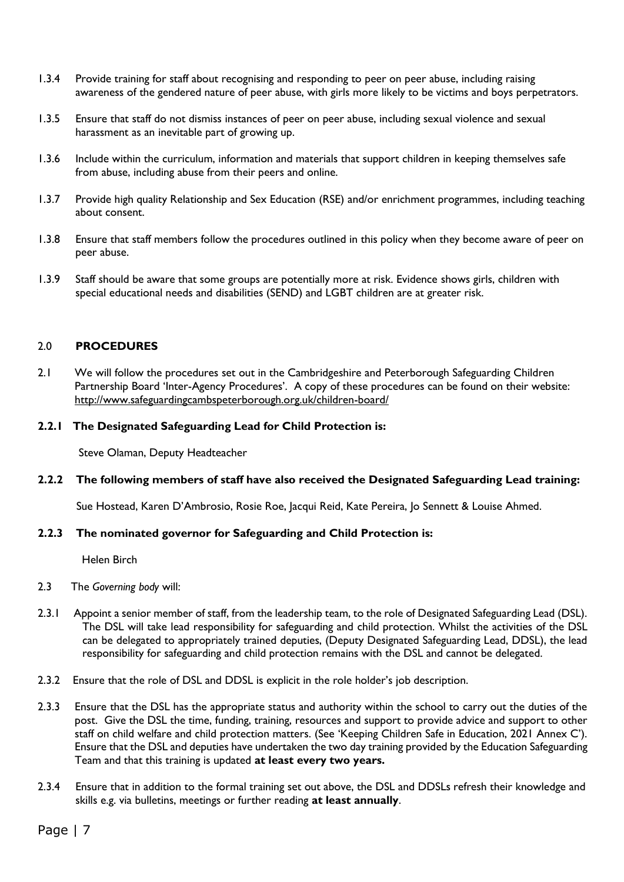1.3.4 Provide training for staff about recognising and responding to peer on peer abuse, including raising awareness of the gendered nature of peer abuse, with girls more likely to be victims and boys perpetrators.

1.3.5 Ensure that staff do not dismiss instances of peer on peer abuse, including sexual violence and sexual harassment as an inevitable part of growing up.

1.3.6 Include within the curriculum, information and materials that support children in keeping themselves safe from abuse, including abuse from their peers and online.

1.3.7 Provide high quality Relationship and Sex Education (RSE) and/or enrichment programmes, including teaching about consent.

1.3.8 Ensure that staff members follow the procedures outlined in this policy when they become aware of peer on peer abuse.

1.3.9 Staff should be aware that some groups are potentially more at risk. Evidence shows girls, children with special educational needs and disabilities (SEND) and LGBT children are at greater risk.

## 2.0 PROCEDURES

2.1 We will follow the procedures set out in the Cambridgeshire and Peterborough Safeguarding Children Partnership Board 'Inter-Agency Procedures'. A copy of these procedures can be found on their website: http://www.safeguardingcambspeterborough.org.uk/children-board/

**2.2.1 The Designated Safeguarding Lead for Child Protection is:**

Steve Olaman, Deputy Headteacher

**2.2.2 The following members of staff have also received the Designated Safeguarding Lead training:**

Sue Hostead, Karen D'Ambrosio, Rosie Roe, Jacqui Reid, Kate Pereira, Jo Sennett & Louise Ahmed.

**2.2.3 The nominated governor for Safeguarding and Child Protection is:**

Helen Birch

2.3 The *Governing body* will:

2.3.1 Appoint a senior member of staff, from the leadership team, to the role of Designated Safeguarding Lead (DSL). The DSL will take lead responsibility for safeguarding and child protection. Whilst the activities of the DSL can be delegated to appropriately trained deputies, (Deputy Designated Safeguarding Lead, DDSL), the lead responsibility for safeguarding and child protection remains with the DSL and cannot be delegated.

2.3.2 Ensure that the role of DSL and DDSL is explicit in the role holder's job description.

2.3.3 Ensure that the DSL has the appropriate status and authority within the school to carry out the duties of the post. Give the DSL the time, funding, training, resources and support to provide advice and support to other staff on child welfare and child protection matters. (See 'Keeping Children Safe in Education, 2021 Annex C'). Ensure that the DSL and deputies have undertaken the two day training provided by the Education Safeguarding Team and that this training is updated **at least every two years.**

2.3.4 Ensure that in addition to the formal training set out above, the DSL and DDSLs refresh their knowledge and skills e.g. via bulletins, meetings or further reading **at least annually**.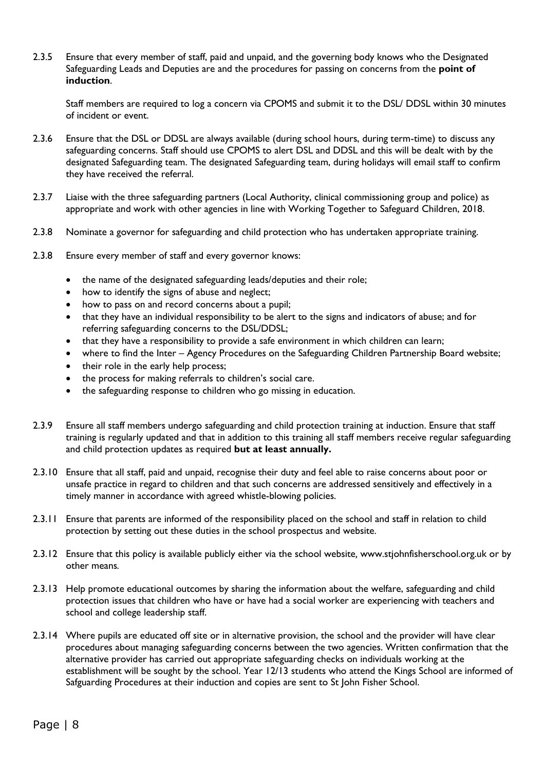2.3.5 Ensure that every member of staff, paid and unpaid, and the governing body knows who the Designated Safeguarding Leads and Deputies are and the procedures for passing on concerns from the **point of induction**.

Staff members are required to log a concern via CPOMS and submit it to the DSL/ DDSL within 30 minutes of incident or event.

2.3.6 Ensure that the DSL or DDSL are always available (during school hours, during term-time) to discuss any safeguarding concerns. Staff should use CPOMS to alert DSL and DDSL and this will be dealt with by the designated Safeguarding team. The designated Safeguarding team, during holidays will email staff to confirm they have received the referral.

2.3.7 Liaise with the three safeguarding partners (Local Authority, clinical commissioning group and police) as appropriate and work with other agencies in line with Working Together to Safeguard Children, 2018.

2.3.8 Nominate a governor for safeguarding and child protection who has undertaken appropriate training.

2.3.8 Ensure every member of staff and every governor knows:

- the name of the designated safeguarding leads/deputies and their role;
- how to identify the signs of abuse and neglect;
- how to pass on and record concerns about a pupil;
- that they have an individual responsibility to be alert to the signs and indicators of abuse; and for referring safeguarding concerns to the DSL/DDSL;
- that they have a responsibility to provide a safe environment in which children can learn;
- where to find the Inter – Agency Procedures on the Safeguarding Children Partnership Board website;
- their role in the early help process;
- the process for making referrals to children's social care.
- the safeguarding response to children who go missing in education.

2.3.9 Ensure all staff members undergo safeguarding and child protection training at induction. Ensure that staff training is regularly updated and that in addition to this training all staff members receive regular safeguarding and child protection updates as required **but at least annually.**

2.3.10 Ensure that all staff, paid and unpaid, recognise their duty and feel able to raise concerns about poor or unsafe practice in regard to children and that such concerns are addressed sensitively and effectively in a timely manner in accordance with agreed whistle-blowing policies.

2.3.11 Ensure that parents are informed of the responsibility placed on the school and staff in relation to child protection by setting out these duties in the school prospectus and website.

2.3.12 Ensure that this policy is available publicly either via the school website, www.stjohnfisherschool.org.uk or by other means.

2.3.13 Help promote educational outcomes by sharing the information about the welfare, safeguarding and child protection issues that children who have or have had a social worker are experiencing with teachers and school and college leadership staff.

2.3.14 Where pupils are educated off site or in alternative provision, the school and the provider will have clear procedures about managing safeguarding concerns between the two agencies. Written confirmation that the alternative provider has carried out appropriate safeguarding checks on individuals working at the establishment will be sought by the school. Year 12/13 students who attend the Kings School are informed of Safguarding Procedures at their induction and copies are sent to St John Fisher School.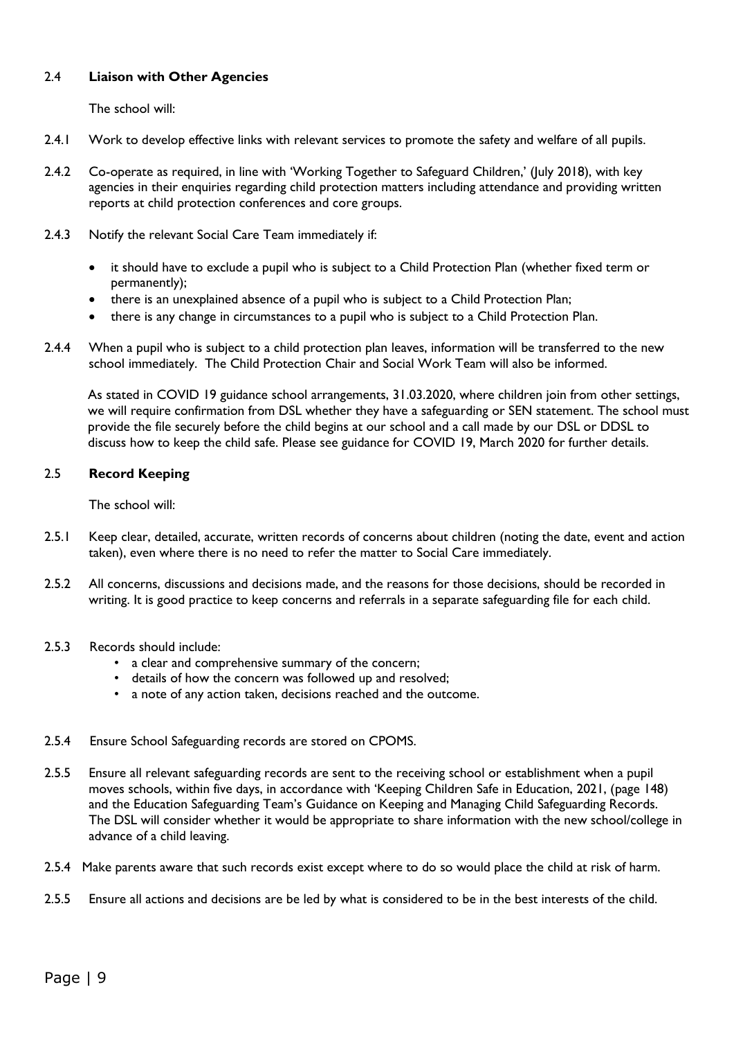### 2.4 **Liaison with Other Agencies**

The school will:

2.4.1 Work to develop effective links with relevant services to promote the safety and welfare of all pupils.

2.4.2 Co-operate as required, in line with 'Working Together to Safeguard Children,' (July 2018), with key agencies in their enquiries regarding child protection matters including attendance and providing written reports at child protection conferences and core groups.

2.4.3 Notify the relevant Social Care Team immediately if:

- it should have to exclude a pupil who is subject to a Child Protection Plan (whether fixed term or permanently);
- there is an unexplained absence of a pupil who is subject to a Child Protection Plan;
- there is any change in circumstances to a pupil who is subject to a Child Protection Plan.

2.4.4 When a pupil who is subject to a child protection plan leaves, information will be transferred to the new school immediately. The Child Protection Chair and Social Work Team will also be informed.

As stated in COVID 19 guidance school arrangements, 31.03.2020, where children join from other settings, we will require confirmation from DSL whether they have a safeguarding or SEN statement. The school must provide the file securely before the child begins at our school and a call made by our DSL or DDSL to discuss how to keep the child safe. Please see guidance for COVID 19, March 2020 for further details.

### 2.5 **Record Keeping**

The school will:

2.5.1 Keep clear, detailed, accurate, written records of concerns about children (noting the date, event and action taken), even where there is no need to refer the matter to Social Care immediately.

2.5.2 All concerns, discussions and decisions made, and the reasons for those decisions, should be recorded in writing. It is good practice to keep concerns and referrals in a separate safeguarding file for each child.

2.5.3 Records should include:

- a clear and comprehensive summary of the concern;
- details of how the concern was followed up and resolved;
- a note of any action taken, decisions reached and the outcome.

2.5.4 Ensure School Safeguarding records are stored on CPOMS.

2.5.5 Ensure all relevant safeguarding records are sent to the receiving school or establishment when a pupil moves schools, within five days, in accordance with 'Keeping Children Safe in Education, 2021, (page 148) and the Education Safeguarding Team's Guidance on Keeping and Managing Child Safeguarding Records. The DSL will consider whether it would be appropriate to share information with the new school/college in advance of a child leaving.

2.5.4 Make parents aware that such records exist except where to do so would place the child at risk of harm.

2.5.5 Ensure all actions and decisions are be led by what is considered to be in the best interests of the child.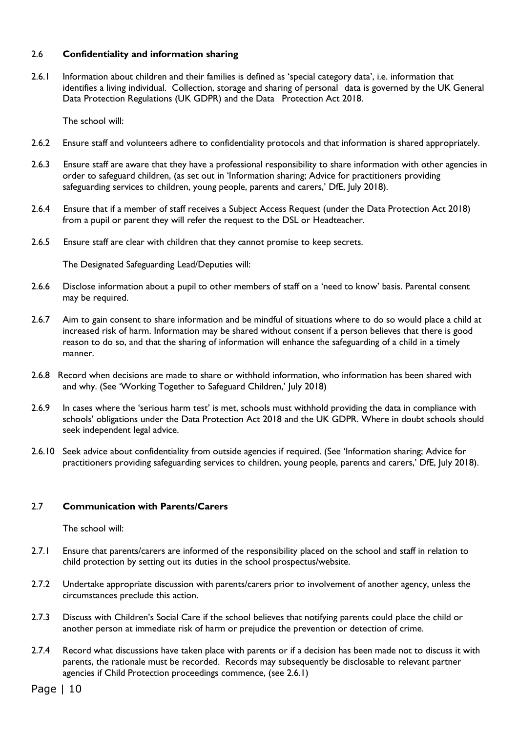## 2.6 **Confidentiality and information sharing**

2.6.1 Information about children and their families is defined as 'special category data', i.e. information that identifies a living individual. Collection, storage and sharing of personal data is governed by the UK General Data Protection Regulations (UK GDPR) and the Data Protection Act 2018.

The school will:

2.6.2 Ensure staff and volunteers adhere to confidentiality protocols and that information is shared appropriately.

2.6.3 Ensure staff are aware that they have a professional responsibility to share information with other agencies in order to safeguard children, (as set out in 'Information sharing; Advice for practitioners providing safeguarding services to children, young people, parents and carers,' DfE, July 2018).

2.6.4 Ensure that if a member of staff receives a Subject Access Request (under the Data Protection Act 2018) from a pupil or parent they will refer the request to the DSL or Headteacher.

2.6.5 Ensure staff are clear with children that they cannot promise to keep secrets.

The Designated Safeguarding Lead/Deputies will:

2.6.6 Disclose information about a pupil to other members of staff on a 'need to know' basis. Parental consent may be required.

2.6.7 Aim to gain consent to share information and be mindful of situations where to do so would place a child at increased risk of harm. Information may be shared without consent if a person believes that there is good reason to do so, and that the sharing of information will enhance the safeguarding of a child in a timely manner.

2.6.8 Record when decisions are made to share or withhold information, who information has been shared with and why. (See 'Working Together to Safeguard Children,' July 2018)

2.6.9 In cases where the 'serious harm test' is met, schools must withhold providing the data in compliance with schools' obligations under the Data Protection Act 2018 and the UK GDPR. Where in doubt schools should seek independent legal advice.

2.6.10 Seek advice about confidentiality from outside agencies if required. (See 'Information sharing; Advice for practitioners providing safeguarding services to children, young people, parents and carers,' DfE, July 2018).

## 2.7 **Communication with Parents/Carers**

The school will:

2.7.1 Ensure that parents/carers are informed of the responsibility placed on the school and staff in relation to child protection by setting out its duties in the school prospectus/website.

2.7.2 Undertake appropriate discussion with parents/carers prior to involvement of another agency, unless the circumstances preclude this action.

2.7.3 Discuss with Children's Social Care if the school believes that notifying parents could place the child or another person at immediate risk of harm or prejudice the prevention or detection of crime.

2.7.4 Record what discussions have taken place with parents or if a decision has been made not to discuss it with parents, the rationale must be recorded. Records may subsequently be disclosable to relevant partner agencies if Child Protection proceedings commence, (see 2.6.1)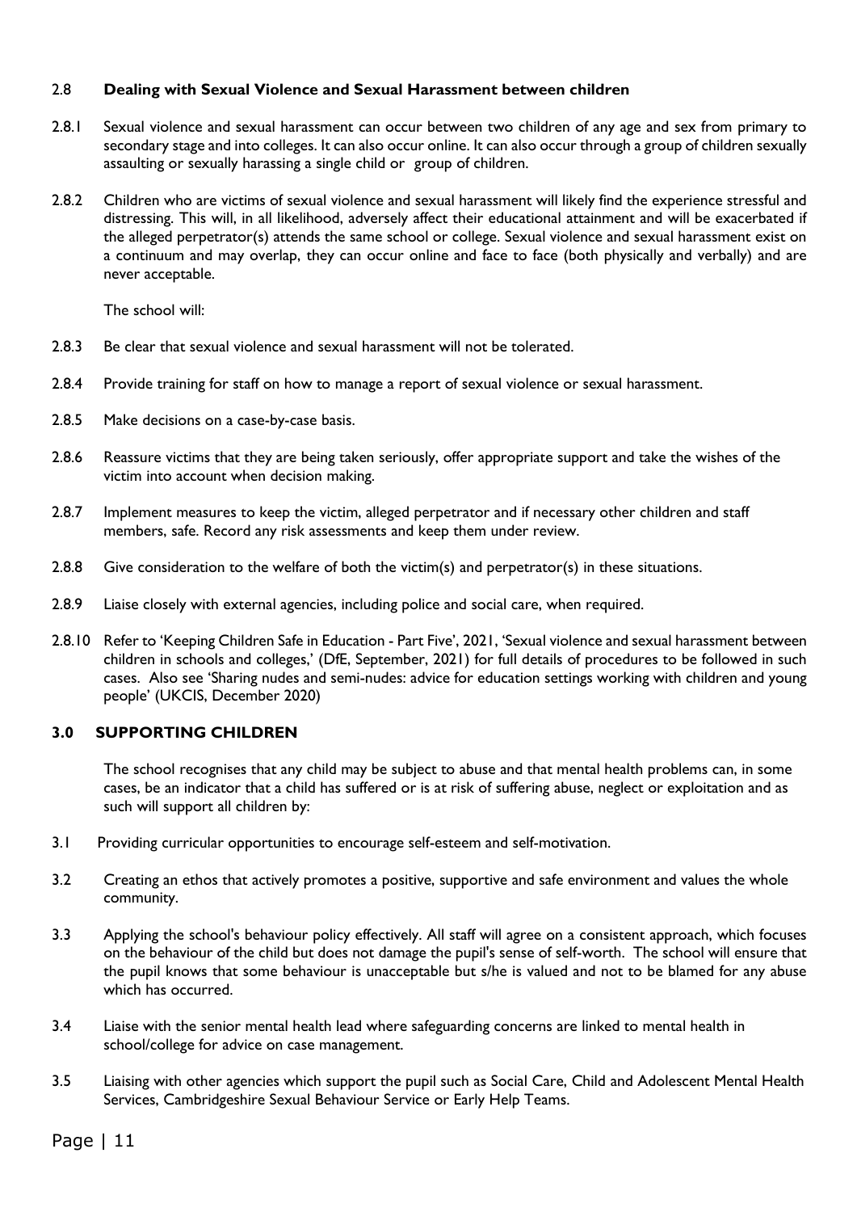### 2.8 Dealing with Sexual Violence and Sexual Harassment between children

2.8.1 Sexual violence and sexual harassment can occur between two children of any age and sex from primary to secondary stage and into colleges. It can also occur online. It can also occur through a group of children sexually assaulting or sexually harassing a single child or group of children.

2.8.2 Children who are victims of sexual violence and sexual harassment will likely find the experience stressful and distressing. This will, in all likelihood, adversely affect their educational attainment and will be exacerbated if the alleged perpetrator(s) attends the same school or college. Sexual violence and sexual harassment exist on a continuum and may overlap, they can occur online and face to face (both physically and verbally) and are never acceptable.

The school will:

2.8.3 Be clear that sexual violence and sexual harassment will not be tolerated.

2.8.4 Provide training for staff on how to manage a report of sexual violence or sexual harassment.

2.8.5 Make decisions on a case-by-case basis.

2.8.6 Reassure victims that they are being taken seriously, offer appropriate support and take the wishes of the victim into account when decision making.

2.8.7 Implement measures to keep the victim, alleged perpetrator and if necessary other children and staff members, safe. Record any risk assessments and keep them under review.

2.8.8 Give consideration to the welfare of both the victim(s) and perpetrator(s) in these situations.

2.8.9 Liaise closely with external agencies, including police and social care, when required.

2.8.10 Refer to 'Keeping Children Safe in Education - Part Five', 2021, 'Sexual violence and sexual harassment between children in schools and colleges,' (DfE, September, 2021) for full details of procedures to be followed in such cases. Also see 'Sharing nudes and semi-nudes: advice for education settings working with children and young people' (UKCIS, December 2020)

## 3.0 SUPPORTING CHILDREN

The school recognises that any child may be subject to abuse and that mental health problems can, in some cases, be an indicator that a child has suffered or is at risk of suffering abuse, neglect or exploitation and as such will support all children by:

3.1 Providing curricular opportunities to encourage self-esteem and self-motivation.

3.2 Creating an ethos that actively promotes a positive, supportive and safe environment and values the whole community.

3.3 Applying the school's behaviour policy effectively. All staff will agree on a consistent approach, which focuses on the behaviour of the child but does not damage the pupil's sense of self-worth. The school will ensure that the pupil knows that some behaviour is unacceptable but s/he is valued and not to be blamed for any abuse which has occurred.

3.4 Liaise with the senior mental health lead where safeguarding concerns are linked to mental health in school/college for advice on case management.

3.5 Liaising with other agencies which support the pupil such as Social Care, Child and Adolescent Mental Health Services, Cambridgeshire Sexual Behaviour Service or Early Help Teams.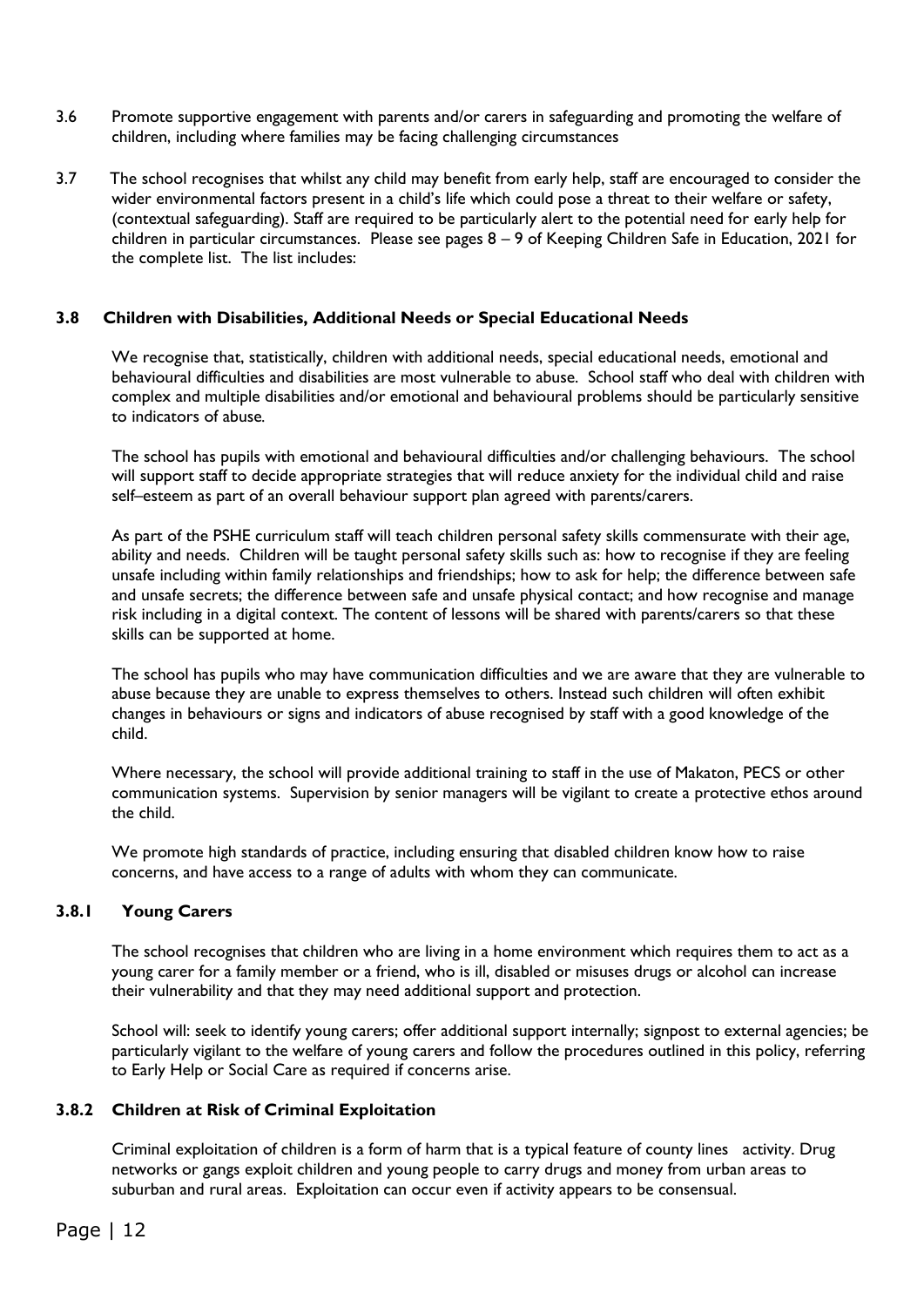3.6 Promote supportive engagement with parents and/or carers in safeguarding and promoting the welfare of children, including where families may be facing challenging circumstances

3.7 The school recognises that whilst any child may benefit from early help, staff are encouraged to consider the wider environmental factors present in a child's life which could pose a threat to their welfare or safety, (contextual safeguarding). Staff are required to be particularly alert to the potential need for early help for children in particular circumstances. Please see pages 8 – 9 of Keeping Children Safe in Education, 2021 for the complete list. The list includes:

### 3.8 Children with Disabilities, Additional Needs or Special Educational Needs

We recognise that, statistically, children with additional needs, special educational needs, emotional and behavioural difficulties and disabilities are most vulnerable to abuse. School staff who deal with children with complex and multiple disabilities and/or emotional and behavioural problems should be particularly sensitive to indicators of abuse.

The school has pupils with emotional and behavioural difficulties and/or challenging behaviours. The school will support staff to decide appropriate strategies that will reduce anxiety for the individual child and raise self–esteem as part of an overall behaviour support plan agreed with parents/carers.

As part of the PSHE curriculum staff will teach children personal safety skills commensurate with their age, ability and needs. Children will be taught personal safety skills such as: how to recognise if they are feeling unsafe including within family relationships and friendships; how to ask for help; the difference between safe and unsafe secrets; the difference between safe and unsafe physical contact; and how recognise and manage risk including in a digital context. The content of lessons will be shared with parents/carers so that these skills can be supported at home.

The school has pupils who may have communication difficulties and we are aware that they are vulnerable to abuse because they are unable to express themselves to others. Instead such children will often exhibit changes in behaviours or signs and indicators of abuse recognised by staff with a good knowledge of the child.

Where necessary, the school will provide additional training to staff in the use of Makaton, PECS or other communication systems. Supervision by senior managers will be vigilant to create a protective ethos around the child.

We promote high standards of practice, including ensuring that disabled children know how to raise concerns, and have access to a range of adults with whom they can communicate.

### 3.8.1 Young Carers

The school recognises that children who are living in a home environment which requires them to act as a young carer for a family member or a friend, who is ill, disabled or misuses drugs or alcohol can increase their vulnerability and that they may need additional support and protection.

School will: seek to identify young carers; offer additional support internally; signpost to external agencies; be particularly vigilant to the welfare of young carers and follow the procedures outlined in this policy, referring to Early Help or Social Care as required if concerns arise.

### 3.8.2 Children at Risk of Criminal Exploitation

Criminal exploitation of children is a form of harm that is a typical feature of county lines activity. Drug networks or gangs exploit children and young people to carry drugs and money from urban areas to suburban and rural areas. Exploitation can occur even if activity appears to be consensual.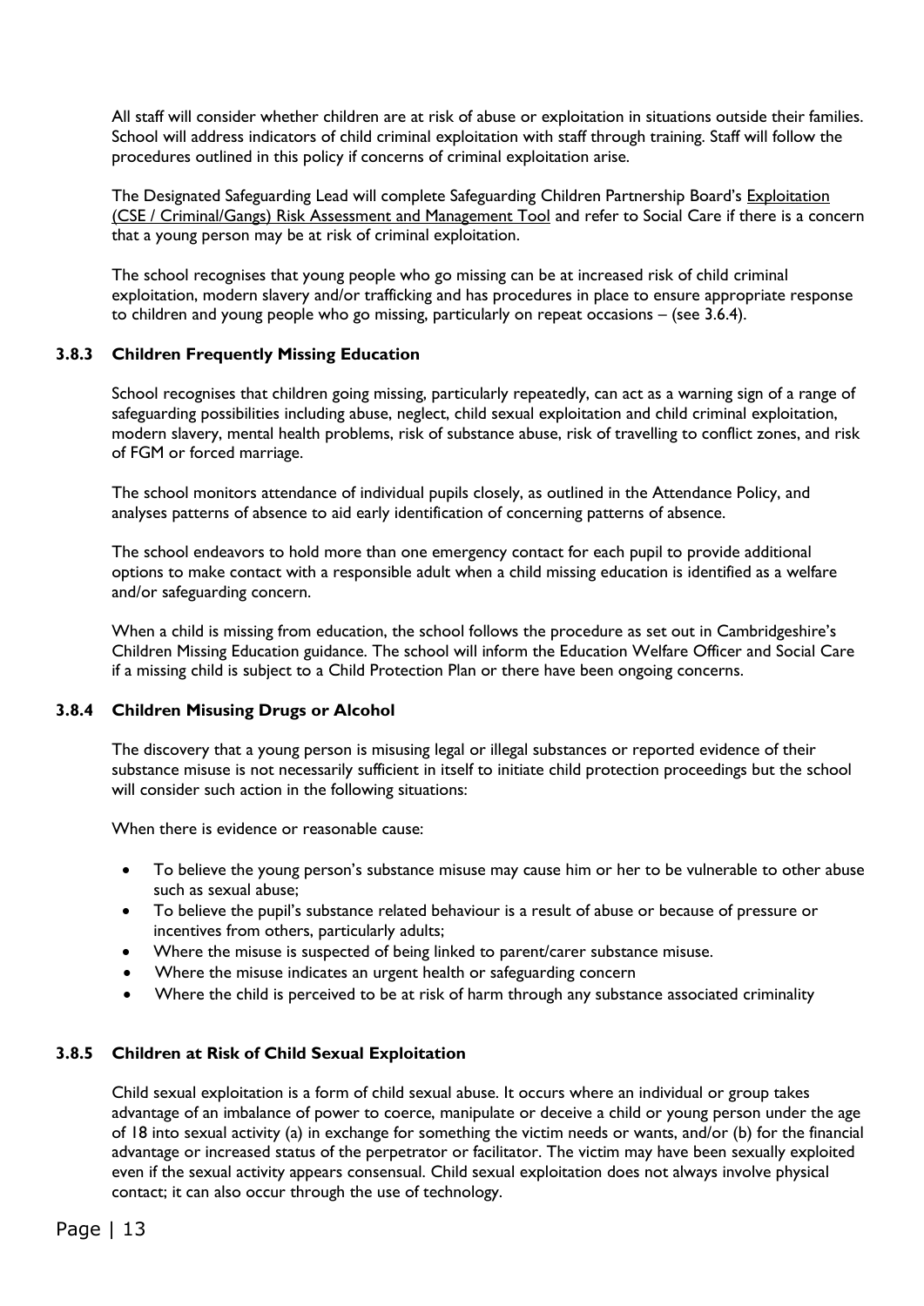All staff will consider whether children are at risk of abuse or exploitation in situations outside their families. School will address indicators of child criminal exploitation with staff through training. Staff will follow the procedures outlined in this policy if concerns of criminal exploitation arise.

The Designated Safeguarding Lead will complete Safeguarding Children Partnership Board's Exploitation (CSE / Criminal/Gangs) Risk Assessment and Management Tool and refer to Social Care if there is a concern that a young person may be at risk of criminal exploitation.

The school recognises that young people who go missing can be at increased risk of child criminal exploitation, modern slavery and/or trafficking and has procedures in place to ensure appropriate response to children and young people who go missing, particularly on repeat occasions – (see 3.6.4).

### 3.8.3 Children Frequently Missing Education

School recognises that children going missing, particularly repeatedly, can act as a warning sign of a range of safeguarding possibilities including abuse, neglect, child sexual exploitation and child criminal exploitation, modern slavery, mental health problems, risk of substance abuse, risk of travelling to conflict zones, and risk of FGM or forced marriage.

The school monitors attendance of individual pupils closely, as outlined in the Attendance Policy, and analyses patterns of absence to aid early identification of concerning patterns of absence.

The school endeavors to hold more than one emergency contact for each pupil to provide additional options to make contact with a responsible adult when a child missing education is identified as a welfare and/or safeguarding concern.

When a child is missing from education, the school follows the procedure as set out in Cambridgeshire's Children Missing Education guidance. The school will inform the Education Welfare Officer and Social Care if a missing child is subject to a Child Protection Plan or there have been ongoing concerns.

### 3.8.4 Children Misusing Drugs or Alcohol

The discovery that a young person is misusing legal or illegal substances or reported evidence of their substance misuse is not necessarily sufficient in itself to initiate child protection proceedings but the school will consider such action in the following situations:

When there is evidence or reasonable cause:

- To believe the young person's substance misuse may cause him or her to be vulnerable to other abuse such as sexual abuse;
- To believe the pupil's substance related behaviour is a result of abuse or because of pressure or incentives from others, particularly adults;
- Where the misuse is suspected of being linked to parent/carer substance misuse.
- Where the misuse indicates an urgent health or safeguarding concern
- Where the child is perceived to be at risk of harm through any substance associated criminality

### 3.8.5 Children at Risk of Child Sexual Exploitation

Child sexual exploitation is a form of child sexual abuse. It occurs where an individual or group takes advantage of an imbalance of power to coerce, manipulate or deceive a child or young person under the age of 18 into sexual activity (a) in exchange for something the victim needs or wants, and/or (b) for the financial advantage or increased status of the perpetrator or facilitator. The victim may have been sexually exploited even if the sexual activity appears consensual. Child sexual exploitation does not always involve physical contact; it can also occur through the use of technology.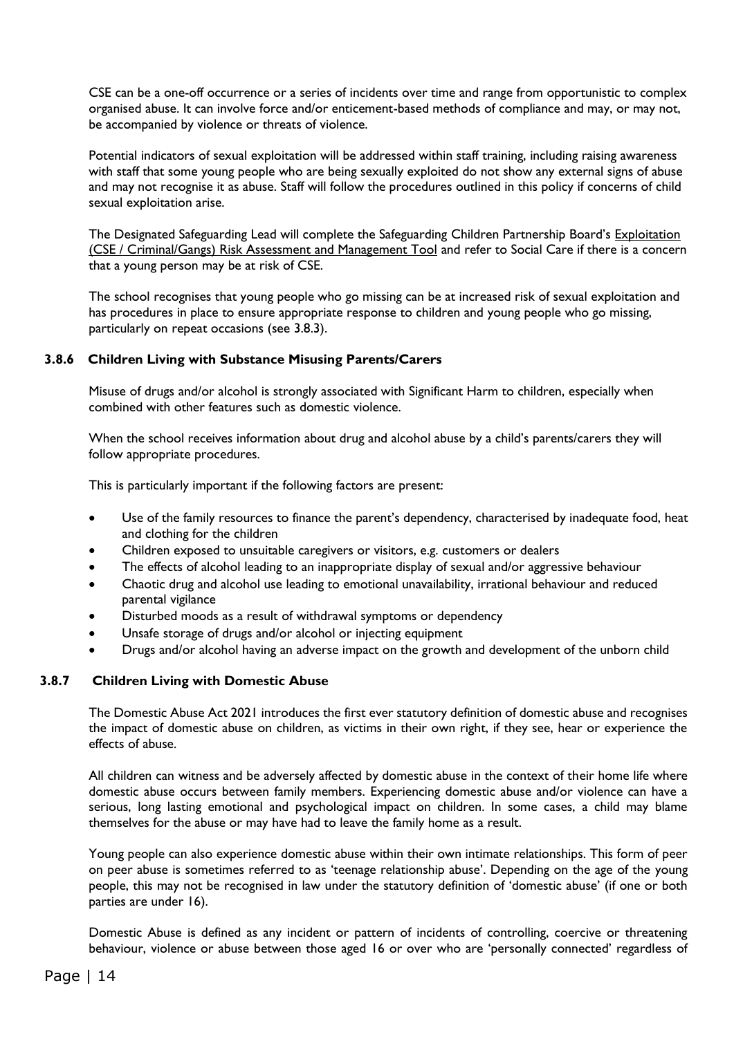CSE can be a one-off occurrence or a series of incidents over time and range from opportunistic to complex organised abuse. It can involve force and/or enticement-based methods of compliance and may, or may not, be accompanied by violence or threats of violence.

Potential indicators of sexual exploitation will be addressed within staff training, including raising awareness with staff that some young people who are being sexually exploited do not show any external signs of abuse and may not recognise it as abuse. Staff will follow the procedures outlined in this policy if concerns of child sexual exploitation arise.

The Designated Safeguarding Lead will complete the Safeguarding Children Partnership Board's Exploitation (CSE / Criminal/Gangs) Risk Assessment and Management Tool and refer to Social Care if there is a concern that a young person may be at risk of CSE.

The school recognises that young people who go missing can be at increased risk of sexual exploitation and has procedures in place to ensure appropriate response to children and young people who go missing, particularly on repeat occasions (see 3.8.3).

### 3.8.6 Children Living with Substance Misusing Parents/Carers

Misuse of drugs and/or alcohol is strongly associated with Significant Harm to children, especially when combined with other features such as domestic violence.

When the school receives information about drug and alcohol abuse by a child's parents/carers they will follow appropriate procedures.

This is particularly important if the following factors are present:

- Use of the family resources to finance the parent's dependency, characterised by inadequate food, heat and clothing for the children
- Children exposed to unsuitable caregivers or visitors, e.g. customers or dealers
- The effects of alcohol leading to an inappropriate display of sexual and/or aggressive behaviour
- Chaotic drug and alcohol use leading to emotional unavailability, irrational behaviour and reduced parental vigilance
- Disturbed moods as a result of withdrawal symptoms or dependency
- Unsafe storage of drugs and/or alcohol or injecting equipment
- Drugs and/or alcohol having an adverse impact on the growth and development of the unborn child

### 3.8.7 Children Living with Domestic Abuse

The Domestic Abuse Act 2021 introduces the first ever statutory definition of domestic abuse and recognises the impact of domestic abuse on children, as victims in their own right, if they see, hear or experience the effects of abuse.

All children can witness and be adversely affected by domestic abuse in the context of their home life where domestic abuse occurs between family members. Experiencing domestic abuse and/or violence can have a serious, long lasting emotional and psychological impact on children. In some cases, a child may blame themselves for the abuse or may have had to leave the family home as a result.

Young people can also experience domestic abuse within their own intimate relationships. This form of peer on peer abuse is sometimes referred to as 'teenage relationship abuse'. Depending on the age of the young people, this may not be recognised in law under the statutory definition of 'domestic abuse' (if one or both parties are under 16).

Domestic Abuse is defined as any incident or pattern of incidents of controlling, coercive or threatening behaviour, violence or abuse between those aged 16 or over who are 'personally connected' regardless of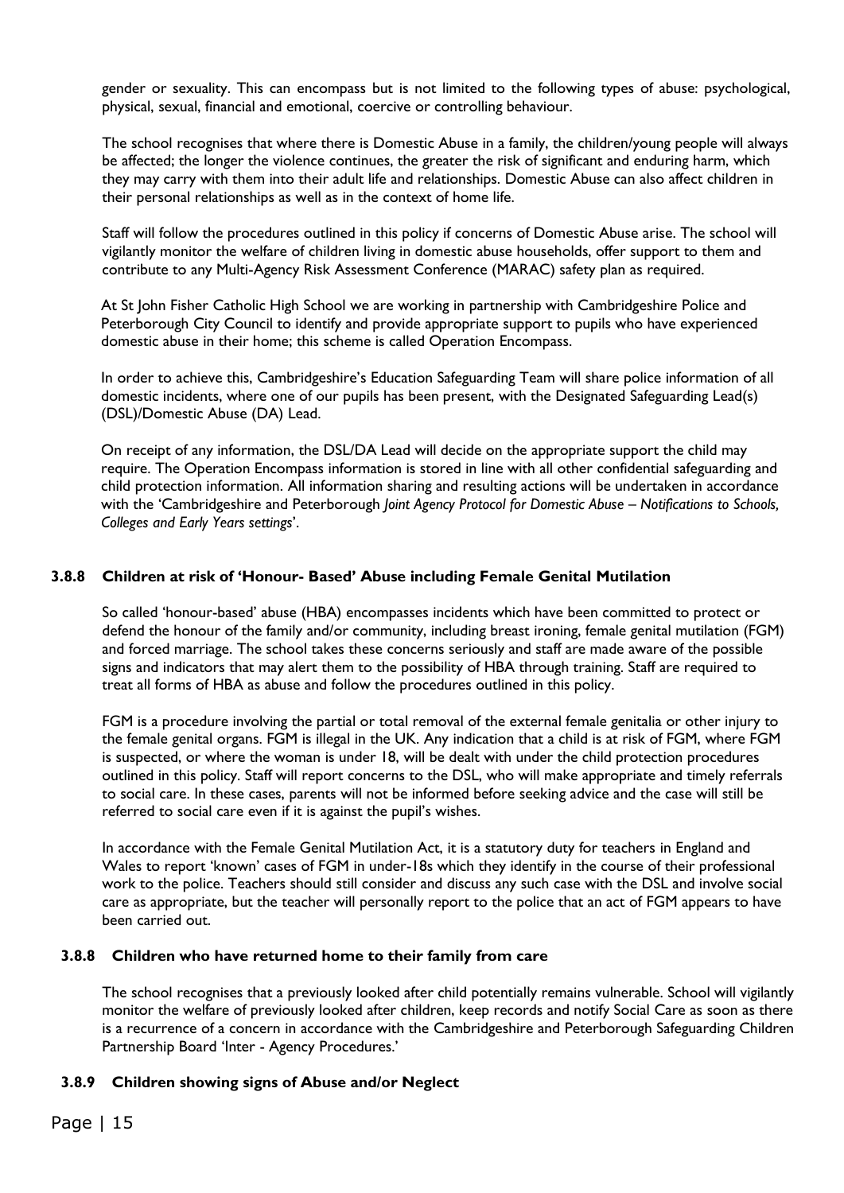gender or sexuality. This can encompass but is not limited to the following types of abuse: psychological, physical, sexual, financial and emotional, coercive or controlling behaviour.

The school recognises that where there is Domestic Abuse in a family, the children/young people will always be affected; the longer the violence continues, the greater the risk of significant and enduring harm, which they may carry with them into their adult life and relationships. Domestic Abuse can also affect children in their personal relationships as well as in the context of home life.

Staff will follow the procedures outlined in this policy if concerns of Domestic Abuse arise. The school will vigilantly monitor the welfare of children living in domestic abuse households, offer support to them and contribute to any Multi-Agency Risk Assessment Conference (MARAC) safety plan as required.

At St John Fisher Catholic High School we are working in partnership with Cambridgeshire Police and Peterborough City Council to identify and provide appropriate support to pupils who have experienced domestic abuse in their home; this scheme is called Operation Encompass.

In order to achieve this, Cambridgeshire's Education Safeguarding Team will share police information of all domestic incidents, where one of our pupils has been present, with the Designated Safeguarding Lead(s) (DSL)/Domestic Abuse (DA) Lead.

On receipt of any information, the DSL/DA Lead will decide on the appropriate support the child may require. The Operation Encompass information is stored in line with all other confidential safeguarding and child protection information. All information sharing and resulting actions will be undertaken in accordance with the 'Cambridgeshire and Peterborough *Joint Agency Protocol for Domestic Abuse – Notifications to Schools, Colleges and Early Years settings*'.

### 3.8.8 Children at risk of 'Honour- Based' Abuse including Female Genital Mutilation

So called 'honour-based' abuse (HBA) encompasses incidents which have been committed to protect or defend the honour of the family and/or community, including breast ironing, female genital mutilation (FGM) and forced marriage. The school takes these concerns seriously and staff are made aware of the possible signs and indicators that may alert them to the possibility of HBA through training. Staff are required to treat all forms of HBA as abuse and follow the procedures outlined in this policy.

FGM is a procedure involving the partial or total removal of the external female genitalia or other injury to the female genital organs. FGM is illegal in the UK. Any indication that a child is at risk of FGM, where FGM is suspected, or where the woman is under 18, will be dealt with under the child protection procedures outlined in this policy. Staff will report concerns to the DSL, who will make appropriate and timely referrals to social care. In these cases, parents will not be informed before seeking advice and the case will still be referred to social care even if it is against the pupil's wishes.

In accordance with the Female Genital Mutilation Act, it is a statutory duty for teachers in England and Wales to report 'known' cases of FGM in under-18s which they identify in the course of their professional work to the police. Teachers should still consider and discuss any such case with the DSL and involve social care as appropriate, but the teacher will personally report to the police that an act of FGM appears to have been carried out.

### 3.8.8 Children who have returned home to their family from care

The school recognises that a previously looked after child potentially remains vulnerable. School will vigilantly monitor the welfare of previously looked after children, keep records and notify Social Care as soon as there is a recurrence of a concern in accordance with the Cambridgeshire and Peterborough Safeguarding Children Partnership Board 'Inter - Agency Procedures.'

### 3.8.9 Children showing signs of Abuse and/or Neglect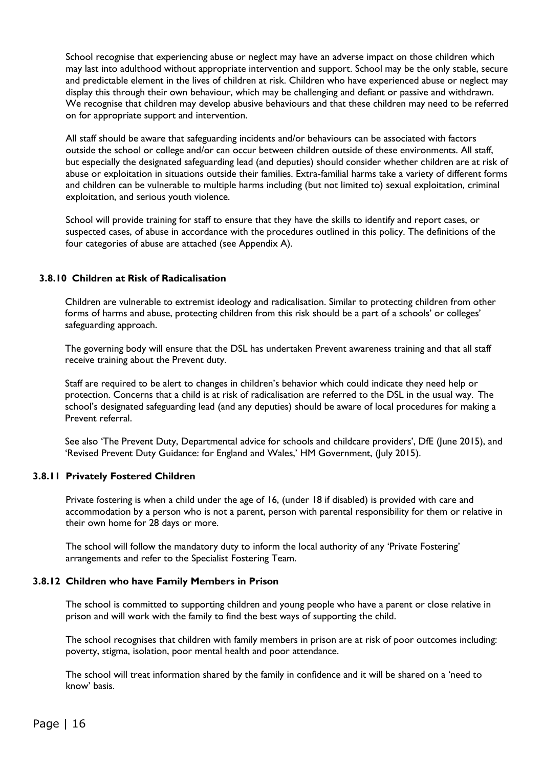School recognise that experiencing abuse or neglect may have an adverse impact on those children which may last into adulthood without appropriate intervention and support. School may be the only stable, secure and predictable element in the lives of children at risk. Children who have experienced abuse or neglect may display this through their own behaviour, which may be challenging and defiant or passive and withdrawn. We recognise that children may develop abusive behaviours and that these children may need to be referred on for appropriate support and intervention.

All staff should be aware that safeguarding incidents and/or behaviours can be associated with factors outside the school or college and/or can occur between children outside of these environments. All staff, but especially the designated safeguarding lead (and deputies) should consider whether children are at risk of abuse or exploitation in situations outside their families. Extra-familial harms take a variety of different forms and children can be vulnerable to multiple harms including (but not limited to) sexual exploitation, criminal exploitation, and serious youth violence.

School will provide training for staff to ensure that they have the skills to identify and report cases, or suspected cases, of abuse in accordance with the procedures outlined in this policy. The definitions of the four categories of abuse are attached (see Appendix A).

### 3.8.10 Children at Risk of Radicalisation

Children are vulnerable to extremist ideology and radicalisation. Similar to protecting children from other forms of harms and abuse, protecting children from this risk should be a part of a schools' or colleges' safeguarding approach.

The governing body will ensure that the DSL has undertaken Prevent awareness training and that all staff receive training about the Prevent duty.

Staff are required to be alert to changes in children's behavior which could indicate they need help or protection. Concerns that a child is at risk of radicalisation are referred to the DSL in the usual way. The school's designated safeguarding lead (and any deputies) should be aware of local procedures for making a Prevent referral.

See also 'The Prevent Duty, Departmental advice for schools and childcare providers', DfE (June 2015), and 'Revised Prevent Duty Guidance: for England and Wales,' HM Government, (July 2015).

### 3.8.11 Privately Fostered Children

Private fostering is when a child under the age of 16, (under 18 if disabled) is provided with care and accommodation by a person who is not a parent, person with parental responsibility for them or relative in their own home for 28 days or more.

The school will follow the mandatory duty to inform the local authority of any 'Private Fostering' arrangements and refer to the Specialist Fostering Team.

### 3.8.12 Children who have Family Members in Prison

The school is committed to supporting children and young people who have a parent or close relative in prison and will work with the family to find the best ways of supporting the child.

The school recognises that children with family members in prison are at risk of poor outcomes including: poverty, stigma, isolation, poor mental health and poor attendance.

The school will treat information shared by the family in confidence and it will be shared on a 'need to know' basis.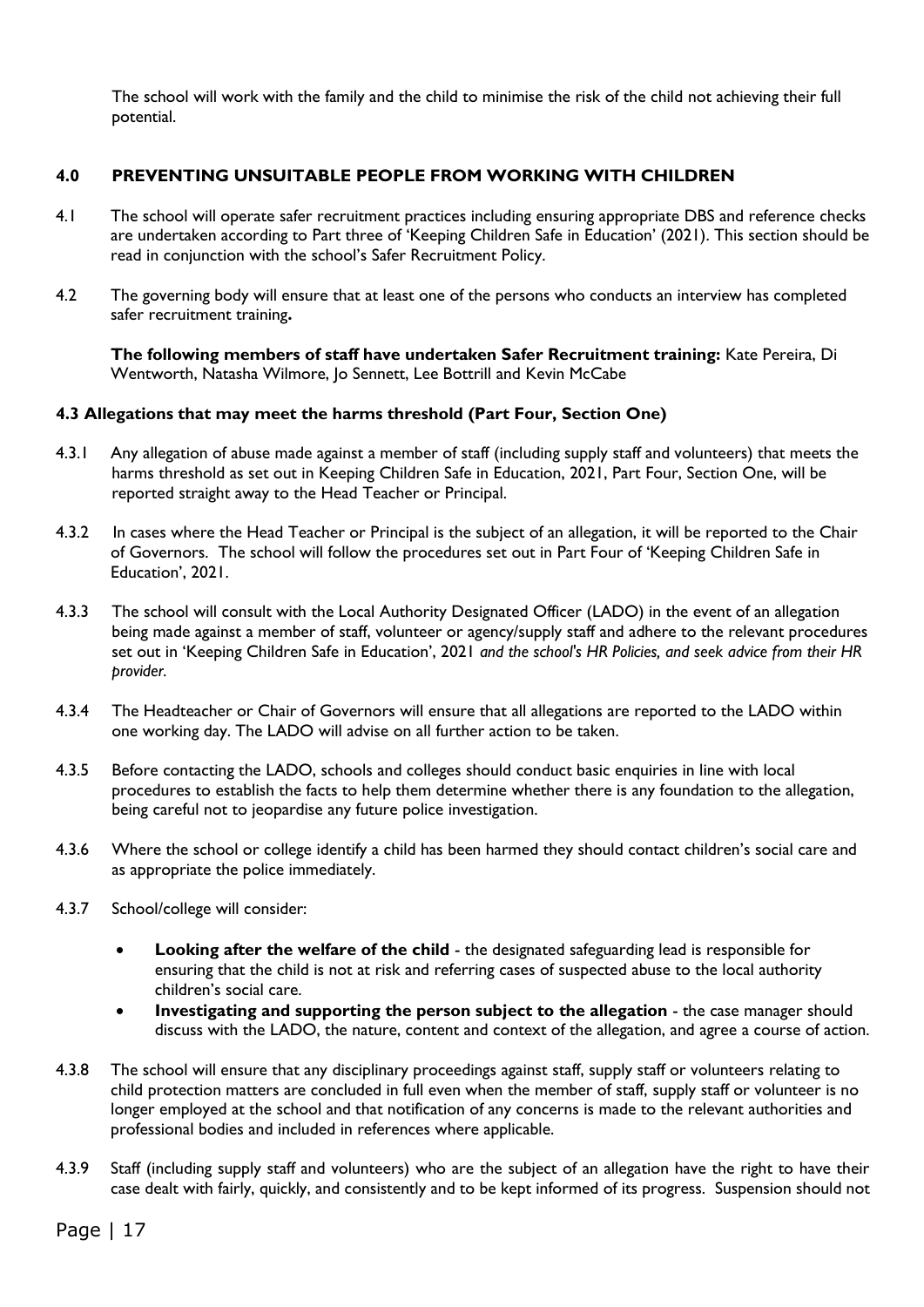The school will work with the family and the child to minimise the risk of the child not achieving their full potential.

## 4.0 PREVENTING UNSUITABLE PEOPLE FROM WORKING WITH CHILDREN

4.1 The school will operate safer recruitment practices including ensuring appropriate DBS and reference checks are undertaken according to Part three of 'Keeping Children Safe in Education' (2021). This section should be read in conjunction with the school's Safer Recruitment Policy.

4.2 The governing body will ensure that at least one of the persons who conducts an interview has completed safer recruitment training**.**

**The following members of staff have undertaken Safer Recruitment training:** Kate Pereira, Di Wentworth, Natasha Wilmore, Jo Sennett, Lee Bottrill and Kevin McCabe

### 4.3 Allegations that may meet the harms threshold (Part Four, Section One)

4.3.1 Any allegation of abuse made against a member of staff (including supply staff and volunteers) that meets the harms threshold as set out in Keeping Children Safe in Education, 2021, Part Four, Section One, will be reported straight away to the Head Teacher or Principal.

4.3.2 In cases where the Head Teacher or Principal is the subject of an allegation, it will be reported to the Chair of Governors. The school will follow the procedures set out in Part Four of 'Keeping Children Safe in Education', 2021.

4.3.3 The school will consult with the Local Authority Designated Officer (LADO) in the event of an allegation being made against a member of staff, volunteer or agency/supply staff and adhere to the relevant procedures set out in 'Keeping Children Safe in Education', 2021 *and the school's HR Policies, and seek advice from their HR provider.*

4.3.4 The Headteacher or Chair of Governors will ensure that all allegations are reported to the LADO within one working day. The LADO will advise on all further action to be taken.

4.3.5 Before contacting the LADO, schools and colleges should conduct basic enquiries in line with local procedures to establish the facts to help them determine whether there is any foundation to the allegation, being careful not to jeopardise any future police investigation.

4.3.6 Where the school or college identify a child has been harmed they should contact children's social care and as appropriate the police immediately.

4.3.7 School/college will consider:

- **Looking after the welfare of the child** - the designated safeguarding lead is responsible for ensuring that the child is not at risk and referring cases of suspected abuse to the local authority children's social care.
- **Investigating and supporting the person subject to the allegation** - the case manager should discuss with the LADO, the nature, content and context of the allegation, and agree a course of action.

4.3.8 The school will ensure that any disciplinary proceedings against staff, supply staff or volunteers relating to child protection matters are concluded in full even when the member of staff, supply staff or volunteer is no longer employed at the school and that notification of any concerns is made to the relevant authorities and professional bodies and included in references where applicable.

4.3.9 Staff (including supply staff and volunteers) who are the subject of an allegation have the right to have their case dealt with fairly, quickly, and consistently and to be kept informed of its progress. Suspension should not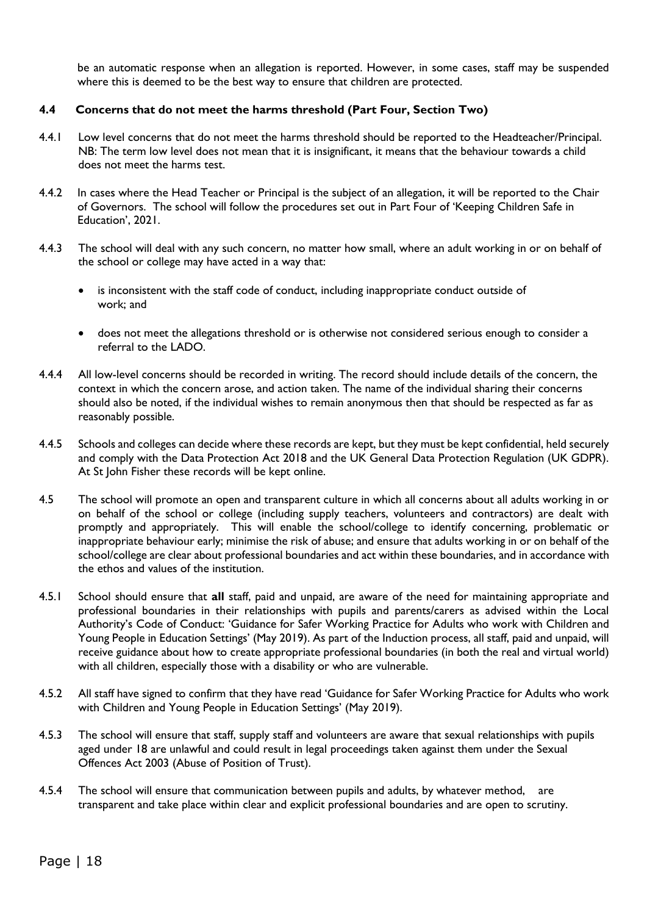be an automatic response when an allegation is reported. However, in some cases, staff may be suspended where this is deemed to be the best way to ensure that children are protected.

### 4.4 Concerns that do not meet the harms threshold (Part Four, Section Two)

4.4.1 Low level concerns that do not meet the harms threshold should be reported to the Headteacher/Principal. NB: The term low level does not mean that it is insignificant, it means that the behaviour towards a child does not meet the harms test.

4.4.2 In cases where the Head Teacher or Principal is the subject of an allegation, it will be reported to the Chair of Governors. The school will follow the procedures set out in Part Four of 'Keeping Children Safe in Education', 2021.

4.4.3 The school will deal with any such concern, no matter how small, where an adult working in or on behalf of the school or college may have acted in a way that:

- is inconsistent with the staff code of conduct, including inappropriate conduct outside of work; and
- does not meet the allegations threshold or is otherwise not considered serious enough to consider a referral to the LADO.

4.4.4 All low-level concerns should be recorded in writing. The record should include details of the concern, the context in which the concern arose, and action taken. The name of the individual sharing their concerns should also be noted, if the individual wishes to remain anonymous then that should be respected as far as reasonably possible.

4.4.5 Schools and colleges can decide where these records are kept, but they must be kept confidential, held securely and comply with the Data Protection Act 2018 and the UK General Data Protection Regulation (UK GDPR). At St John Fisher these records will be kept online.

4.5 The school will promote an open and transparent culture in which all concerns about all adults working in or on behalf of the school or college (including supply teachers, volunteers and contractors) are dealt with promptly and appropriately. This will enable the school/college to identify concerning, problematic or inappropriate behaviour early; minimise the risk of abuse; and ensure that adults working in or on behalf of the school/college are clear about professional boundaries and act within these boundaries, and in accordance with the ethos and values of the institution.

4.5.1 School should ensure that **all** staff, paid and unpaid, are aware of the need for maintaining appropriate and professional boundaries in their relationships with pupils and parents/carers as advised within the Local Authority's Code of Conduct: 'Guidance for Safer Working Practice for Adults who work with Children and Young People in Education Settings' (May 2019). As part of the Induction process, all staff, paid and unpaid, will receive guidance about how to create appropriate professional boundaries (in both the real and virtual world) with all children, especially those with a disability or who are vulnerable.

4.5.2 All staff have signed to confirm that they have read 'Guidance for Safer Working Practice for Adults who work with Children and Young People in Education Settings' (May 2019).

4.5.3 The school will ensure that staff, supply staff and volunteers are aware that sexual relationships with pupils aged under 18 are unlawful and could result in legal proceedings taken against them under the Sexual Offences Act 2003 (Abuse of Position of Trust).

4.5.4 The school will ensure that communication between pupils and adults, by whatever method, are transparent and take place within clear and explicit professional boundaries and are open to scrutiny.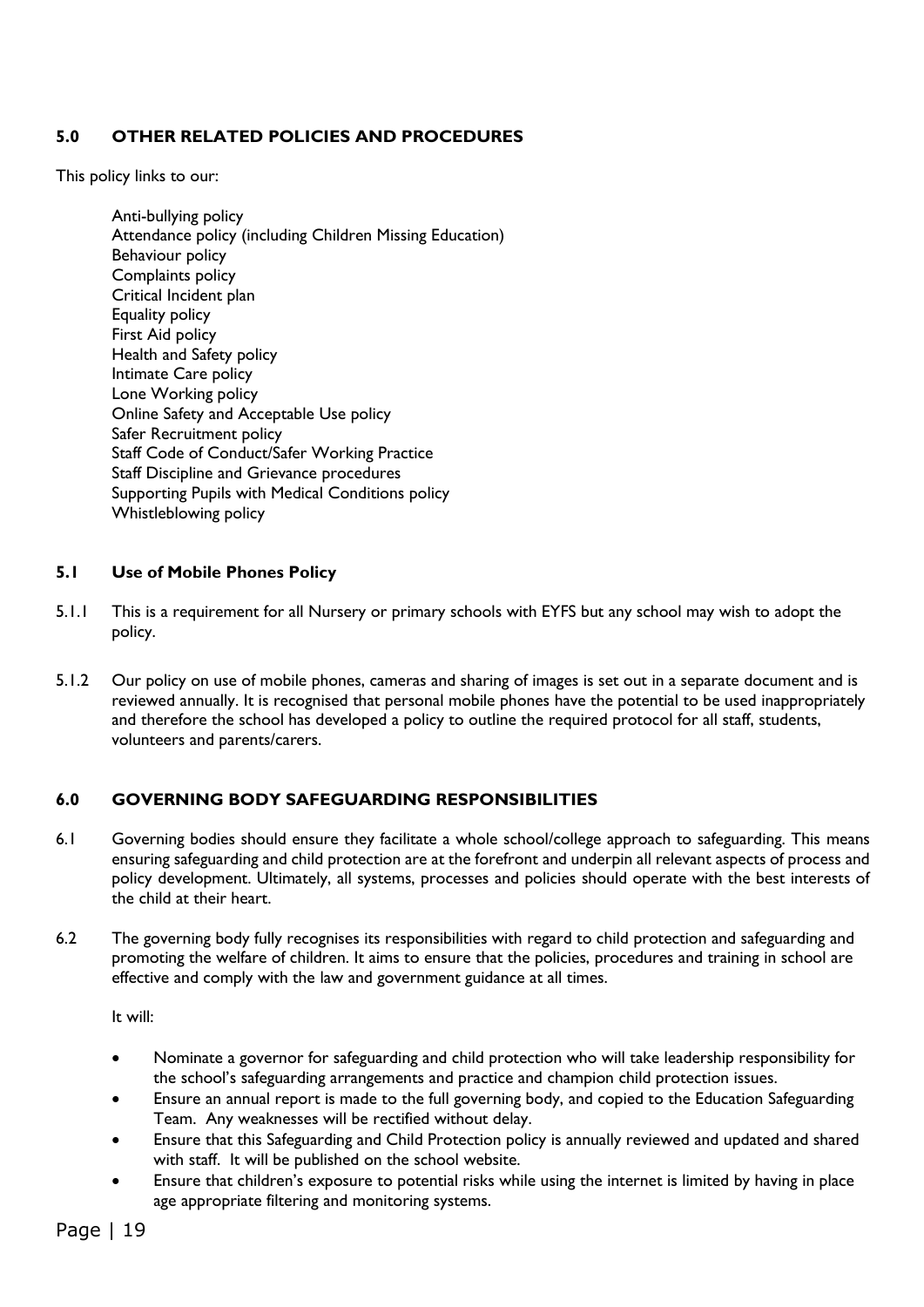## 5.0 OTHER RELATED POLICIES AND PROCEDURES

This policy links to our:

Anti-bullying policy
Attendance policy (including Children Missing Education)
Behaviour policy
Complaints policy
Critical Incident plan
Equality policy
First Aid policy
Health and Safety policy
Intimate Care policy
Lone Working policy
Online Safety and Acceptable Use policy
Safer Recruitment policy
Staff Code of Conduct/Safer Working Practice
Staff Discipline and Grievance procedures
Supporting Pupils with Medical Conditions policy
Whistleblowing policy

### 5.1 Use of Mobile Phones Policy

5.1.1 This is a requirement for all Nursery or primary schools with EYFS but any school may wish to adopt the policy.

5.1.2 Our policy on use of mobile phones, cameras and sharing of images is set out in a separate document and is reviewed annually. It is recognised that personal mobile phones have the potential to be used inappropriately and therefore the school has developed a policy to outline the required protocol for all staff, students, volunteers and parents/carers.

## 6.0 GOVERNING BODY SAFEGUARDING RESPONSIBILITIES

6.1 Governing bodies should ensure they facilitate a whole school/college approach to safeguarding. This means ensuring safeguarding and child protection are at the forefront and underpin all relevant aspects of process and policy development. Ultimately, all systems, processes and policies should operate with the best interests of the child at their heart.

6.2 The governing body fully recognises its responsibilities with regard to child protection and safeguarding and promoting the welfare of children. It aims to ensure that the policies, procedures and training in school are effective and comply with the law and government guidance at all times.

It will:

- Nominate a governor for safeguarding and child protection who will take leadership responsibility for the school's safeguarding arrangements and practice and champion child protection issues.
- Ensure an annual report is made to the full governing body, and copied to the Education Safeguarding Team. Any weaknesses will be rectified without delay.
- Ensure that this Safeguarding and Child Protection policy is annually reviewed and updated and shared with staff. It will be published on the school website.
- Ensure that children's exposure to potential risks while using the internet is limited by having in place age appropriate filtering and monitoring systems.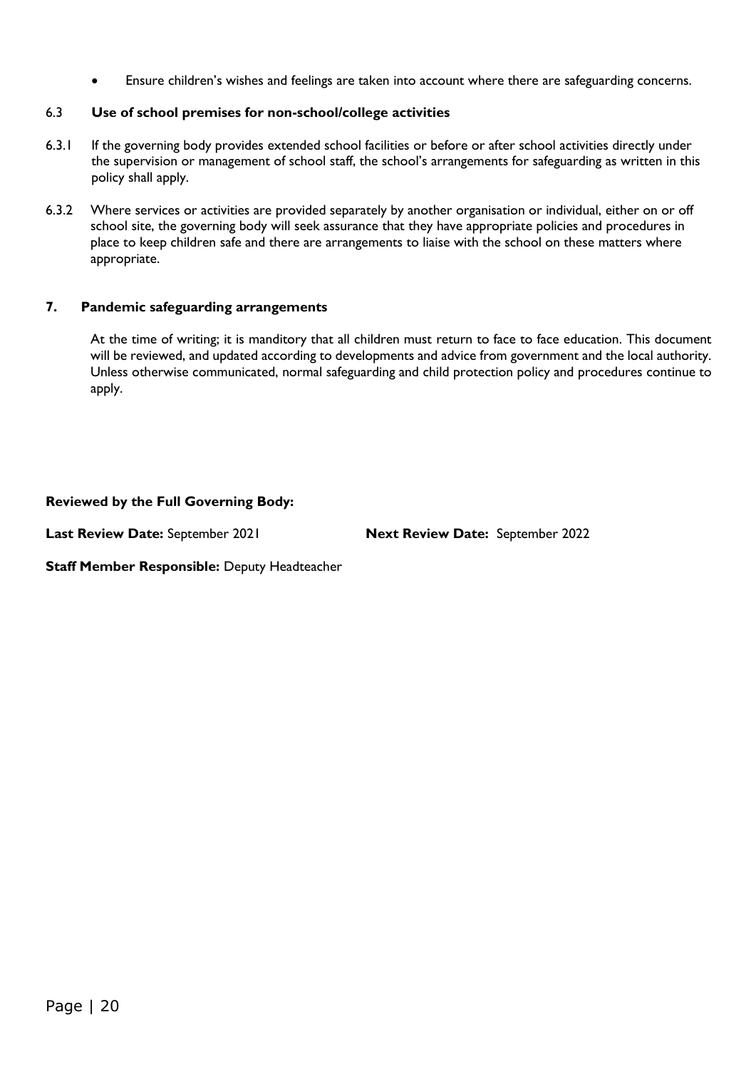- Ensure children's wishes and feelings are taken into account where there are safeguarding concerns.

### 6.3 Use of school premises for non-school/college activities

6.3.1 If the governing body provides extended school facilities or before or after school activities directly under the supervision or management of school staff, the school's arrangements for safeguarding as written in this policy shall apply.

6.3.2 Where services or activities are provided separately by another organisation or individual, either on or off school site, the governing body will seek assurance that they have appropriate policies and procedures in place to keep children safe and there are arrangements to liaise with the school on these matters where appropriate.

## 7. Pandemic safeguarding arrangements

At the time of writing; it is manditory that all children must return to face to face education. This document will be reviewed, and updated according to developments and advice from government and the local authority. Unless otherwise communicated, normal safeguarding and child protection policy and procedures continue to apply.

**Reviewed by the Full Governing Body:**

**Last Review Date:** September 2021 **Next Review Date:** September 2022

**Staff Member Responsible:** Deputy Headteacher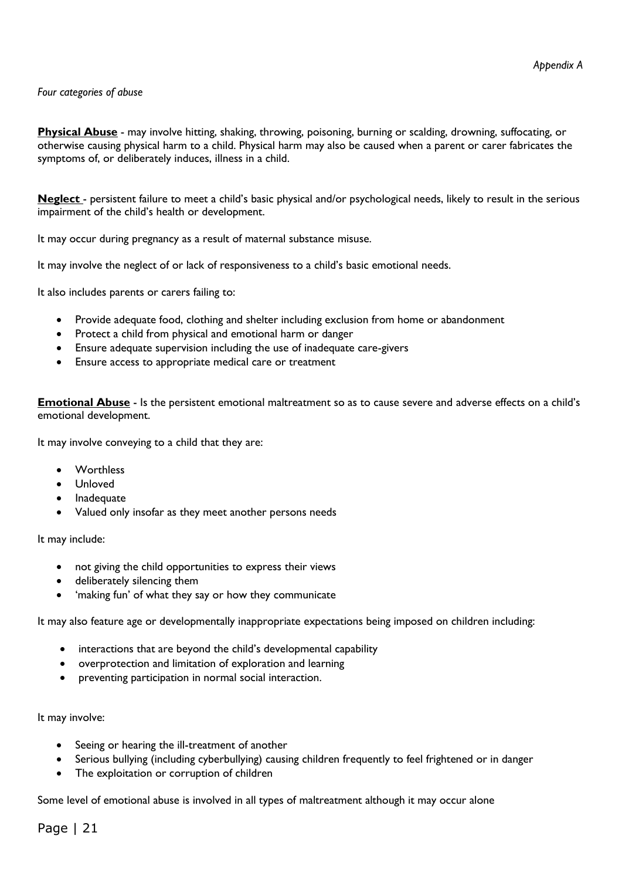*Appendix A*

*Four categories of abuse*

**Physical Abuse** - may involve hitting, shaking, throwing, poisoning, burning or scalding, drowning, suffocating, or otherwise causing physical harm to a child. Physical harm may also be caused when a parent or carer fabricates the symptoms of, or deliberately induces, illness in a child.

**Neglect** - persistent failure to meet a child's basic physical and/or psychological needs, likely to result in the serious impairment of the child's health or development.

It may occur during pregnancy as a result of maternal substance misuse.

It may involve the neglect of or lack of responsiveness to a child's basic emotional needs.

It also includes parents or carers failing to:

- Provide adequate food, clothing and shelter including exclusion from home or abandonment
- Protect a child from physical and emotional harm or danger
- Ensure adequate supervision including the use of inadequate care-givers
- Ensure access to appropriate medical care or treatment

**Emotional Abuse** - Is the persistent emotional maltreatment so as to cause severe and adverse effects on a child's emotional development.

It may involve conveying to a child that they are:

- Worthless
- Unloved
- Inadequate
- Valued only insofar as they meet another persons needs

It may include:

- not giving the child opportunities to express their views
- deliberately silencing them
- 'making fun' of what they say or how they communicate

It may also feature age or developmentally inappropriate expectations being imposed on children including:

- interactions that are beyond the child's developmental capability
- overprotection and limitation of exploration and learning
- preventing participation in normal social interaction.

It may involve:

- Seeing or hearing the ill-treatment of another
- Serious bullying (including cyberbullying) causing children frequently to feel frightened or in danger
- The exploitation or corruption of children

Some level of emotional abuse is involved in all types of maltreatment although it may occur alone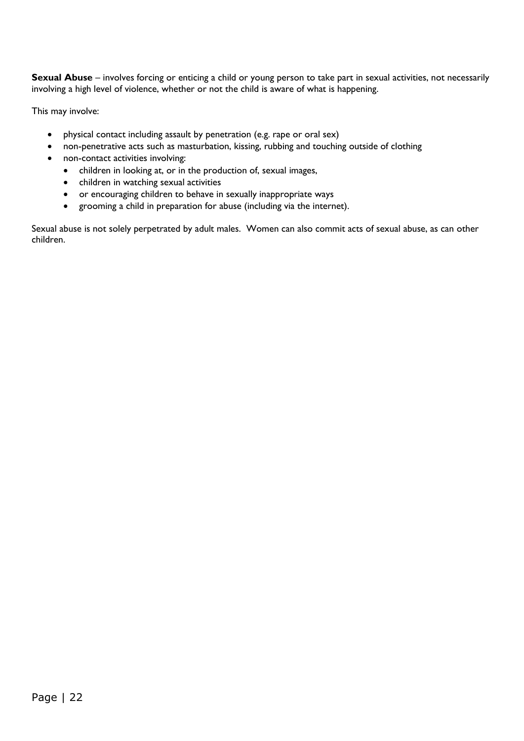**Sexual Abuse** – involves forcing or enticing a child or young person to take part in sexual activities, not necessarily involving a high level of violence, whether or not the child is aware of what is happening.

This may involve:

- physical contact including assault by penetration (e.g. rape or oral sex)
- non-penetrative acts such as masturbation, kissing, rubbing and touching outside of clothing
- non-contact activities involving:
  - children in looking at, or in the production of, sexual images,
  - children in watching sexual activities
  - or encouraging children to behave in sexually inappropriate ways
  - grooming a child in preparation for abuse (including via the internet).

Sexual abuse is not solely perpetrated by adult males. Women can also commit acts of sexual abuse, as can other children.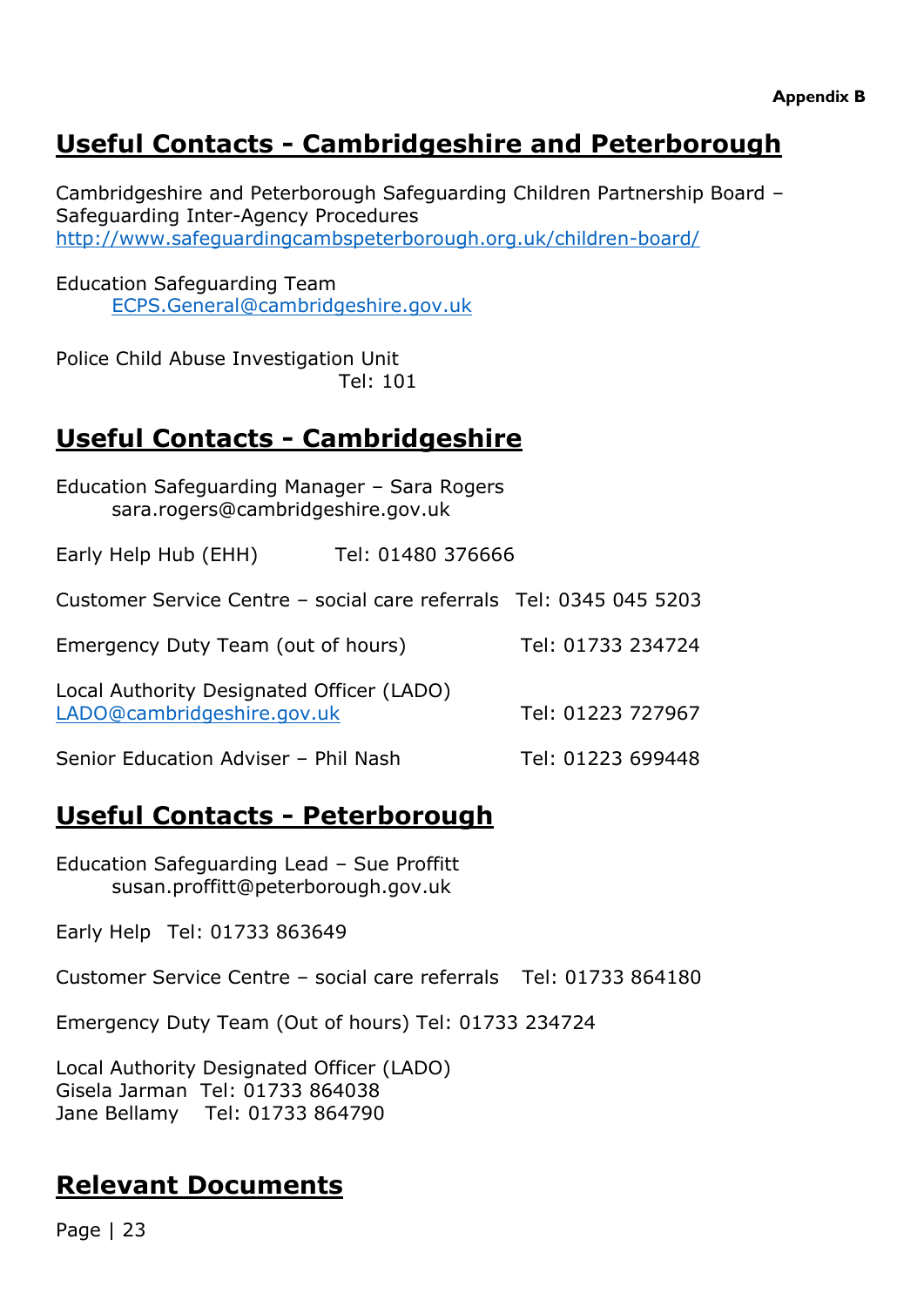**Appendix B**

## Useful Contacts - Cambridgeshire and Peterborough

Cambridgeshire and Peterborough Safeguarding Children Partnership Board – Safeguarding Inter-Agency Procedures
http://www.safeguardingcambspeterborough.org.uk/children-board/

Education Safeguarding Team
ECPS.General@cambridgeshire.gov.uk

Police Child Abuse Investigation Unit
Tel: 101

## Useful Contacts - Cambridgeshire

Education Safeguarding Manager – Sara Rogers
sara.rogers@cambridgeshire.gov.uk

Early Help Hub (EHH) Tel: 01480 376666

Customer Service Centre – social care referrals Tel: 0345 045 5203

Emergency Duty Team (out of hours) Tel: 01733 234724

Local Authority Designated Officer (LADO)
LADO@cambridgeshire.gov.uk Tel: 01223 727967

Senior Education Adviser – Phil Nash Tel: 01223 699448

## Useful Contacts - Peterborough

Education Safeguarding Lead – Sue Proffitt
susan.proffitt@peterborough.gov.uk

Early Help Tel: 01733 863649

Customer Service Centre – social care referrals Tel: 01733 864180

Emergency Duty Team (Out of hours) Tel: 01733 234724

Local Authority Designated Officer (LADO)
Gisela Jarman Tel: 01733 864038
Jane Bellamy Tel: 01733 864790

## Relevant Documents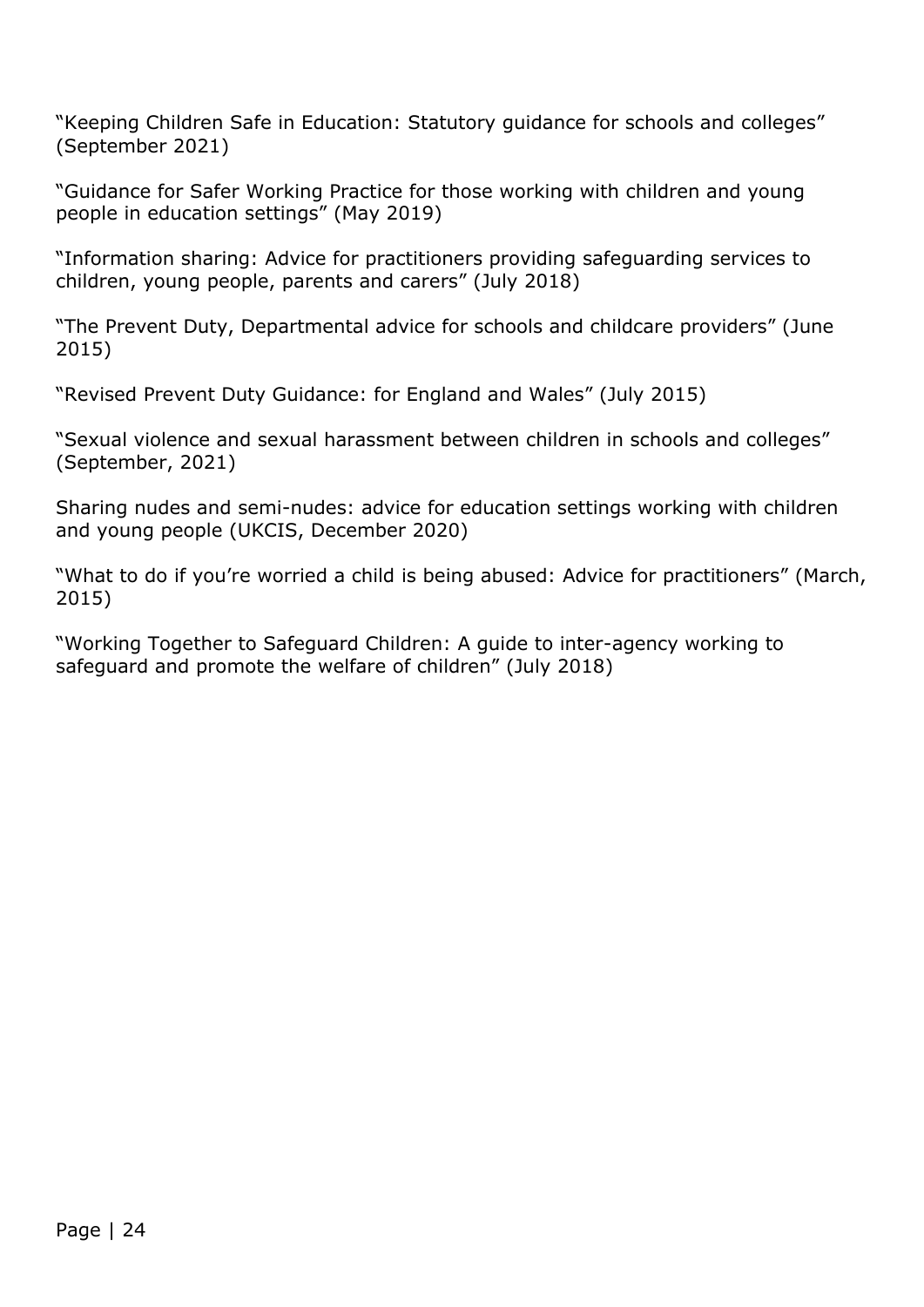"Keeping Children Safe in Education: Statutory guidance for schools and colleges" (September 2021)

"Guidance for Safer Working Practice for those working with children and young people in education settings" (May 2019)

"Information sharing: Advice for practitioners providing safeguarding services to children, young people, parents and carers" (July 2018)

"The Prevent Duty, Departmental advice for schools and childcare providers" (June 2015)

"Revised Prevent Duty Guidance: for England and Wales" (July 2015)

"Sexual violence and sexual harassment between children in schools and colleges" (September, 2021)

Sharing nudes and semi-nudes: advice for education settings working with children and young people (UKCIS, December 2020)

"What to do if you're worried a child is being abused: Advice for practitioners" (March, 2015)

"Working Together to Safeguard Children: A guide to inter-agency working to safeguard and promote the welfare of children" (July 2018)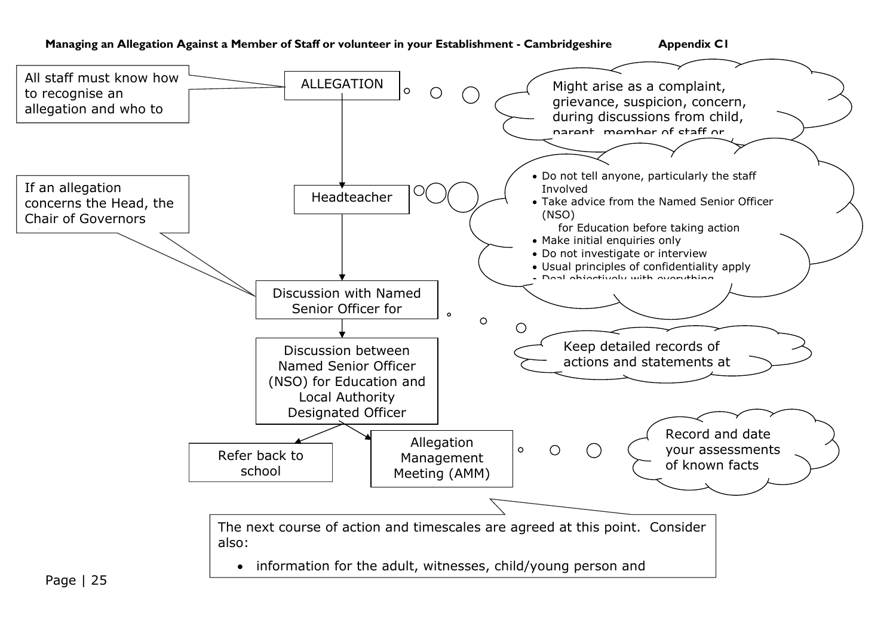**Managing an Allegation Against a Member of Staff or volunteer in your Establishment - Cambridgeshire** **Appendix C1**

All staff must know how to recognise an allegation and who to

ALLEGATION

Might arise as a complaint, grievance, suspicion, concern, during discussions from child, parent, member of staff or

Headteacher

- Do not tell anyone, particularly the staff Involved
- Take advice from the Named Senior Officer (NSO) for Education before taking action
- Make initial enquiries only
- Do not investigate or interview
- Usual principles of confidentiality apply
- Deal objectively with everything

If an allegation concerns the Head, the Chair of Governors

Discussion with Named Senior Officer for

Keep detailed records of actions and statements at

Discussion between Named Senior Officer (NSO) for Education and Local Authority Designated Officer

Refer back to school

Allegation Management Meeting (AMM)

Record and date your assessments of known facts

The next course of action and timescales are agreed at this point. Consider also:

- information for the adult, witnesses, child/young person and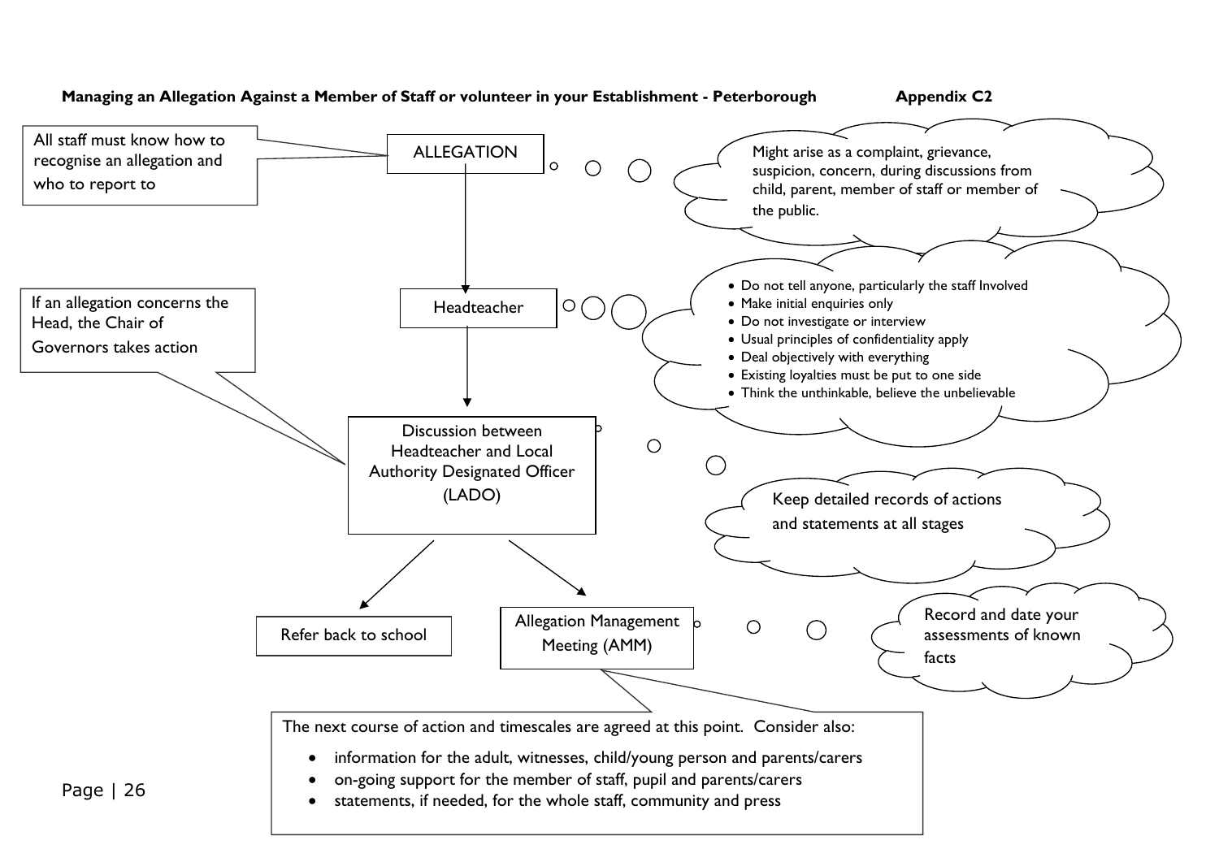**Managing an Allegation Against a Member of Staff or volunteer in your Establishment - Peterborough** **Appendix C2**

All staff must know how to recognise an allegation and who to report to

ALLEGATION

Might arise as a complaint, grievance, suspicion, concern, during discussions from child, parent, member of staff or member of the public.

Headteacher

- Do not tell anyone, particularly the staff Involved
- Make initial enquiries only
- Do not investigate or interview
- Usual principles of confidentiality apply
- Deal objectively with everything
- Existing loyalties must be put to one side
- Think the unthinkable, believe the unbelievable

If an allegation concerns the Head, the Chair of Governors takes action

Discussion between Headteacher and Local Authority Designated Officer (LADO)

Keep detailed records of actions and statements at all stages

Refer back to school

Allegation Management Meeting (AMM)

Record and date your assessments of known facts

The next course of action and timescales are agreed at this point. Consider also:

- information for the adult, witnesses, child/young person and parents/carers
- on-going support for the member of staff, pupil and parents/carers
- statements, if needed, for the whole staff, community and press